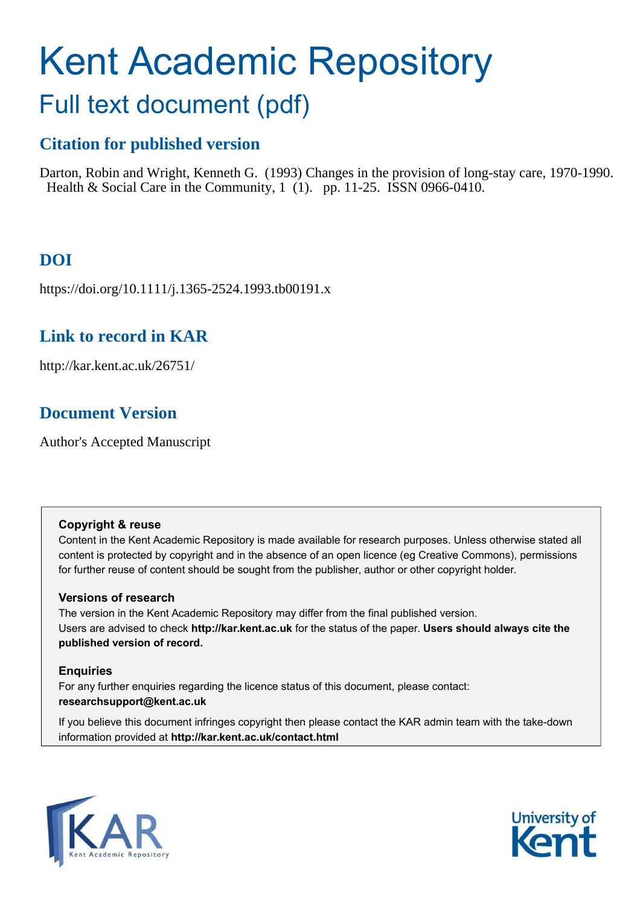# Kent Academic Repository

## Full text document (pdf)

### Citation for published version

Darton, Robin and Wright, Kenneth G. (1993) Changes in the provision of long-stay care, 1970-1990. Health & Social Care in the Community, 1 (1). pp. 11-25. ISSN 0966-0410.

### DOI

https://doi.org/10.1111/j.1365-2524.1993.tb00191.x

### Link to record in KAR

http://kar.kent.ac.uk/26751/

### Document Version

Author's Accepted Manuscript

**Copyright & reuse**

Content in the Kent Academic Repository is made available for research purposes. Unless otherwise stated all content is protected by copyright and in the absence of an open licence (eg Creative Commons), permissions for further reuse of content should be sought from the publisher, author or other copyright holder.

**Versions of research**

The version in the Kent Academic Repository may differ from the final published version. Users are advised to check **http://kar.kent.ac.uk** for the status of the paper. **Users should always cite the published version of record.**

**Enquiries**

For any further enquiries regarding the licence status of this document, please contact: **researchsupport@kent.ac.uk**

If you believe this document infringes copyright then please contact the KAR admin team with the take-down information provided at **http://kar.kent.ac.uk/contact.html**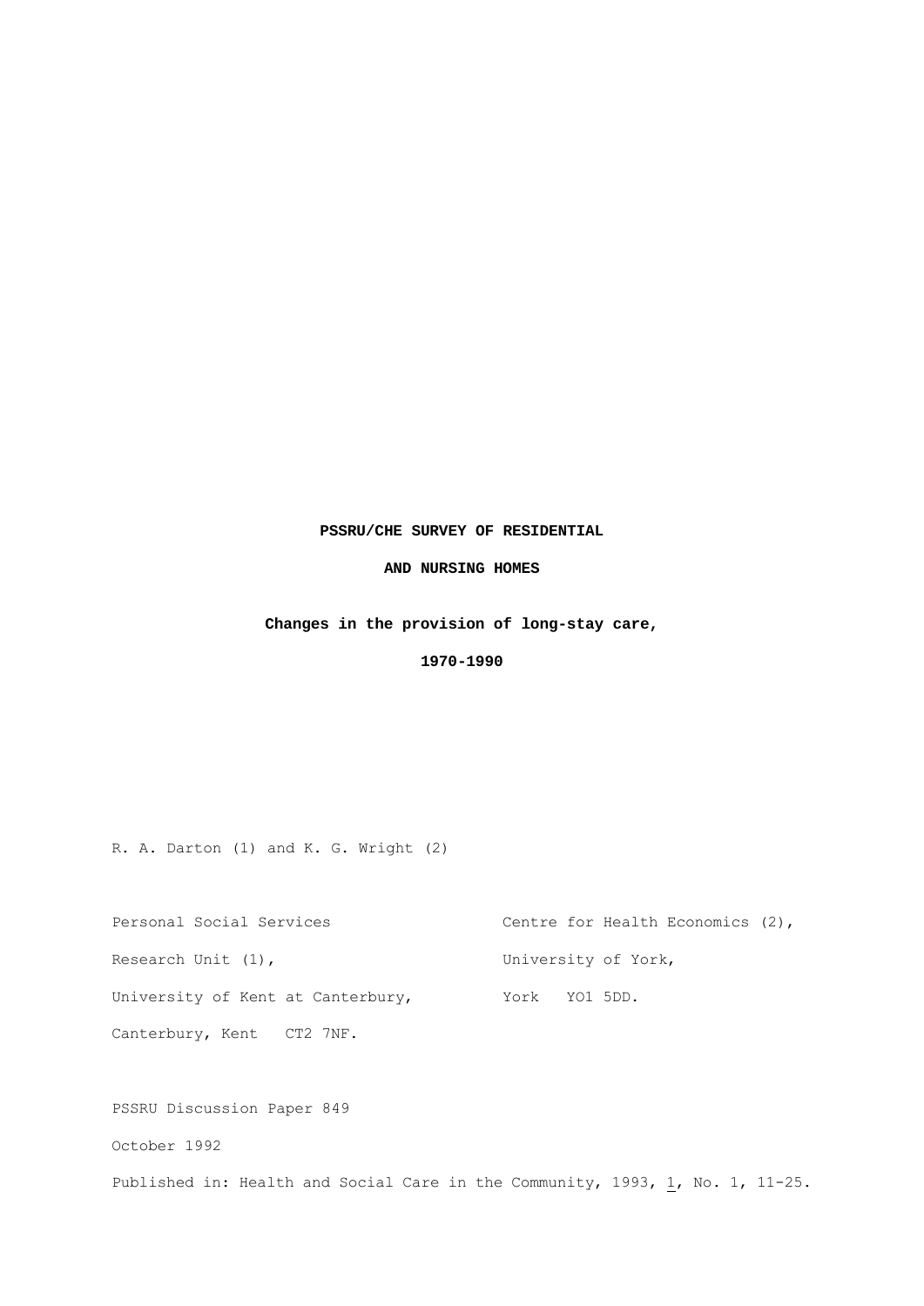**PSSRU/CHE SURVEY OF RESIDENTIAL**

**AND NURSING HOMES**

**Changes in the provision of long-stay care,**

**1970-1990**

R. A. Darton (1) and K. G. Wright (2)

Personal Social Services Research Unit (1),
University of Kent at Canterbury,
Canterbury, Kent CT2 7NF.

Centre for Health Economics (2),
University of York,
York YO1 5DD.

PSSRU Discussion Paper 849

October 1992

Published in: Health and Social Care in the Community, 1993, 1, No. 1, 11-25.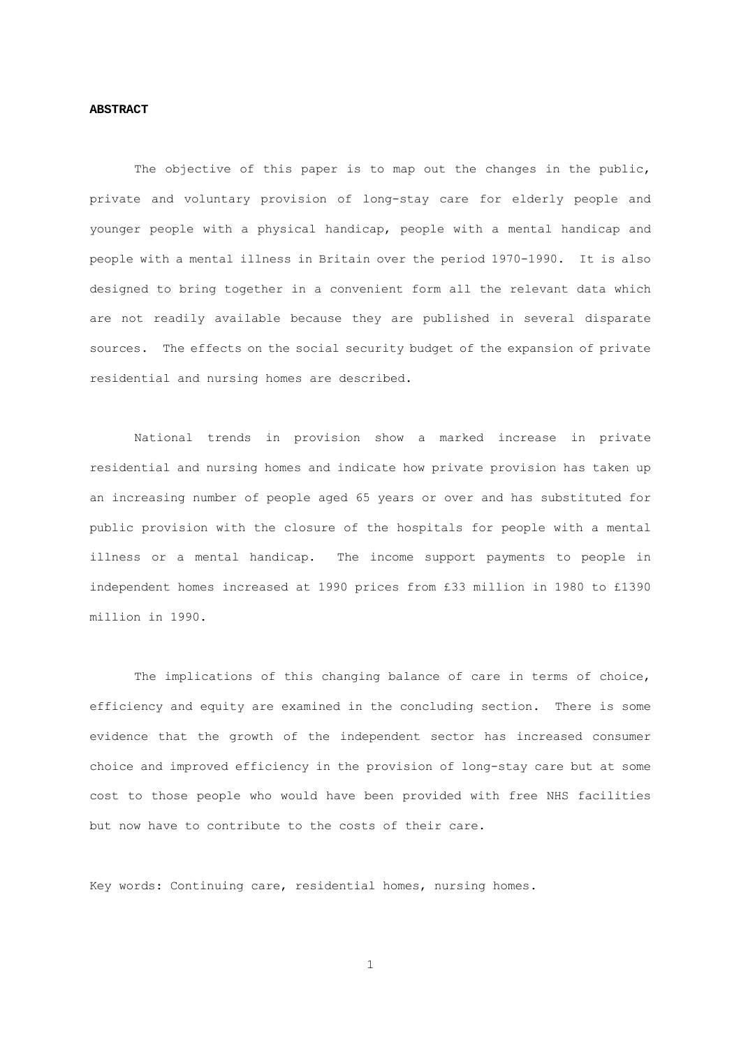**ABSTRACT**

The objective of this paper is to map out the changes in the public, private and voluntary provision of long-stay care for elderly people and younger people with a physical handicap, people with a mental handicap and people with a mental illness in Britain over the period 1970-1990. It is also designed to bring together in a convenient form all the relevant data which are not readily available because they are published in several disparate sources. The effects on the social security budget of the expansion of private residential and nursing homes are described.

National trends in provision show a marked increase in private residential and nursing homes and indicate how private provision has taken up an increasing number of people aged 65 years or over and has substituted for public provision with the closure of the hospitals for people with a mental illness or a mental handicap. The income support payments to people in independent homes increased at 1990 prices from £33 million in 1980 to £1390 million in 1990.

The implications of this changing balance of care in terms of choice, efficiency and equity are examined in the concluding section. There is some evidence that the growth of the independent sector has increased consumer choice and improved efficiency in the provision of long-stay care but at some cost to those people who would have been provided with free NHS facilities but now have to contribute to the costs of their care.

Key words: Continuing care, residential homes, nursing homes.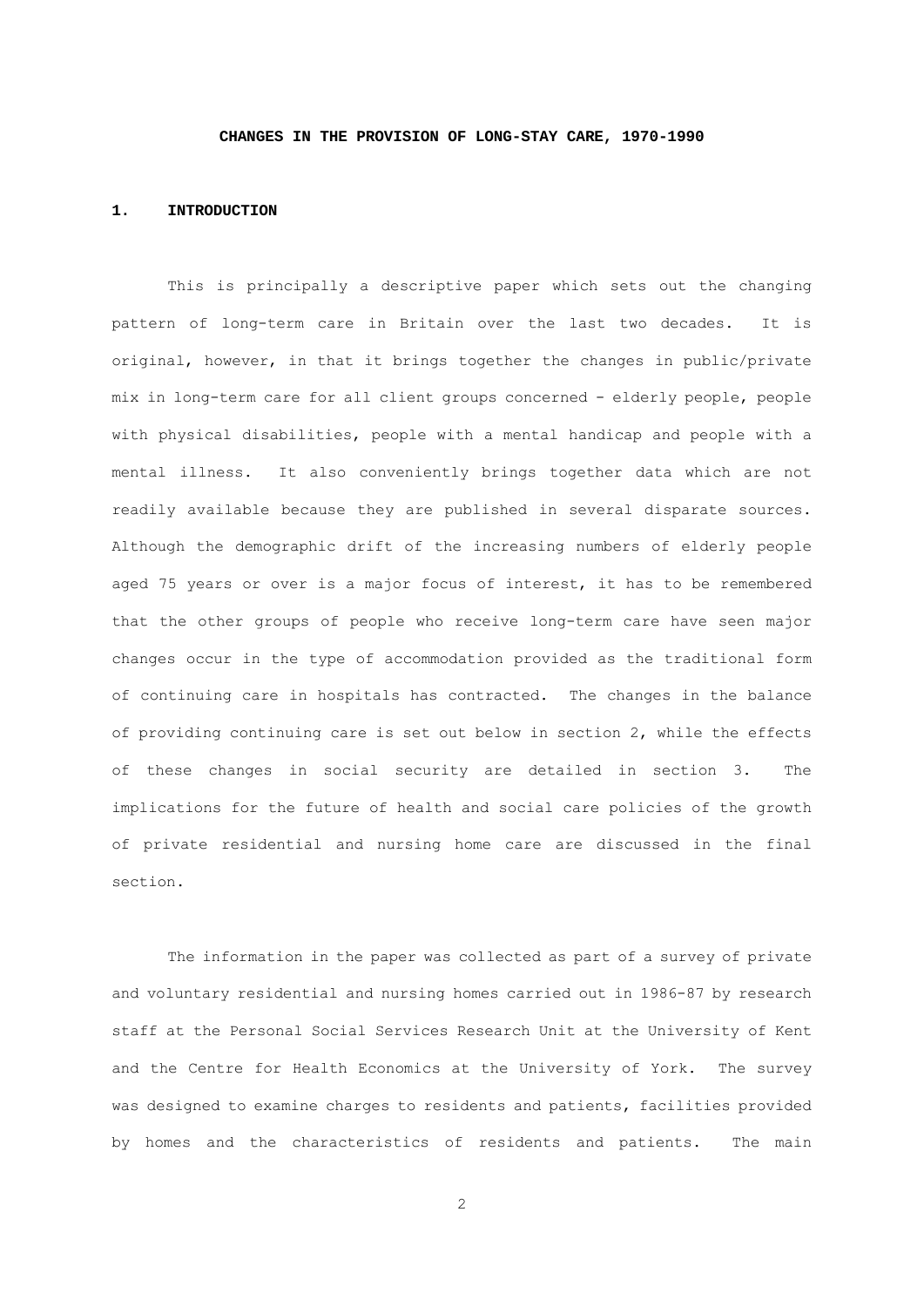# CHANGES IN THE PROVISION OF LONG-STAY CARE, 1970-1990

## 1. INTRODUCTION

This is principally a descriptive paper which sets out the changing pattern of long-term care in Britain over the last two decades. It is original, however, in that it brings together the changes in public/private mix in long-term care for all client groups concerned - elderly people, people with physical disabilities, people with a mental handicap and people with a mental illness. It also conveniently brings together data which are not readily available because they are published in several disparate sources. Although the demographic drift of the increasing numbers of elderly people aged 75 years or over is a major focus of interest, it has to be remembered that the other groups of people who receive long-term care have seen major changes occur in the type of accommodation provided as the traditional form of continuing care in hospitals has contracted. The changes in the balance of providing continuing care is set out below in section 2, while the effects of these changes in social security are detailed in section 3. The implications for the future of health and social care policies of the growth of private residential and nursing home care are discussed in the final section.

The information in the paper was collected as part of a survey of private and voluntary residential and nursing homes carried out in 1986-87 by research staff at the Personal Social Services Research Unit at the University of Kent and the Centre for Health Economics at the University of York. The survey was designed to examine charges to residents and patients, facilities provided by homes and the characteristics of residents and patients. The main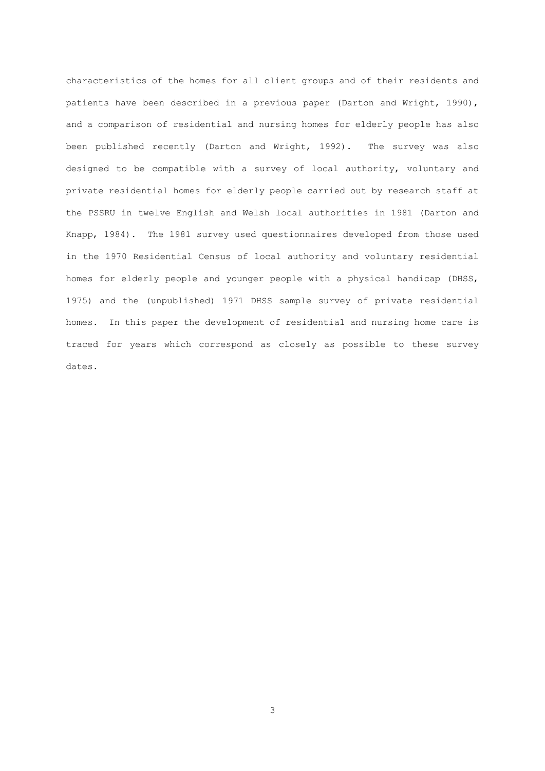characteristics of the homes for all client groups and of their residents and patients have been described in a previous paper (Darton and Wright, 1990), and a comparison of residential and nursing homes for elderly people has also been published recently (Darton and Wright, 1992). The survey was also designed to be compatible with a survey of local authority, voluntary and private residential homes for elderly people carried out by research staff at the PSSRU in twelve English and Welsh local authorities in 1981 (Darton and Knapp, 1984). The 1981 survey used questionnaires developed from those used in the 1970 Residential Census of local authority and voluntary residential homes for elderly people and younger people with a physical handicap (DHSS, 1975) and the (unpublished) 1971 DHSS sample survey of private residential homes. In this paper the development of residential and nursing home care is traced for years which correspond as closely as possible to these survey dates.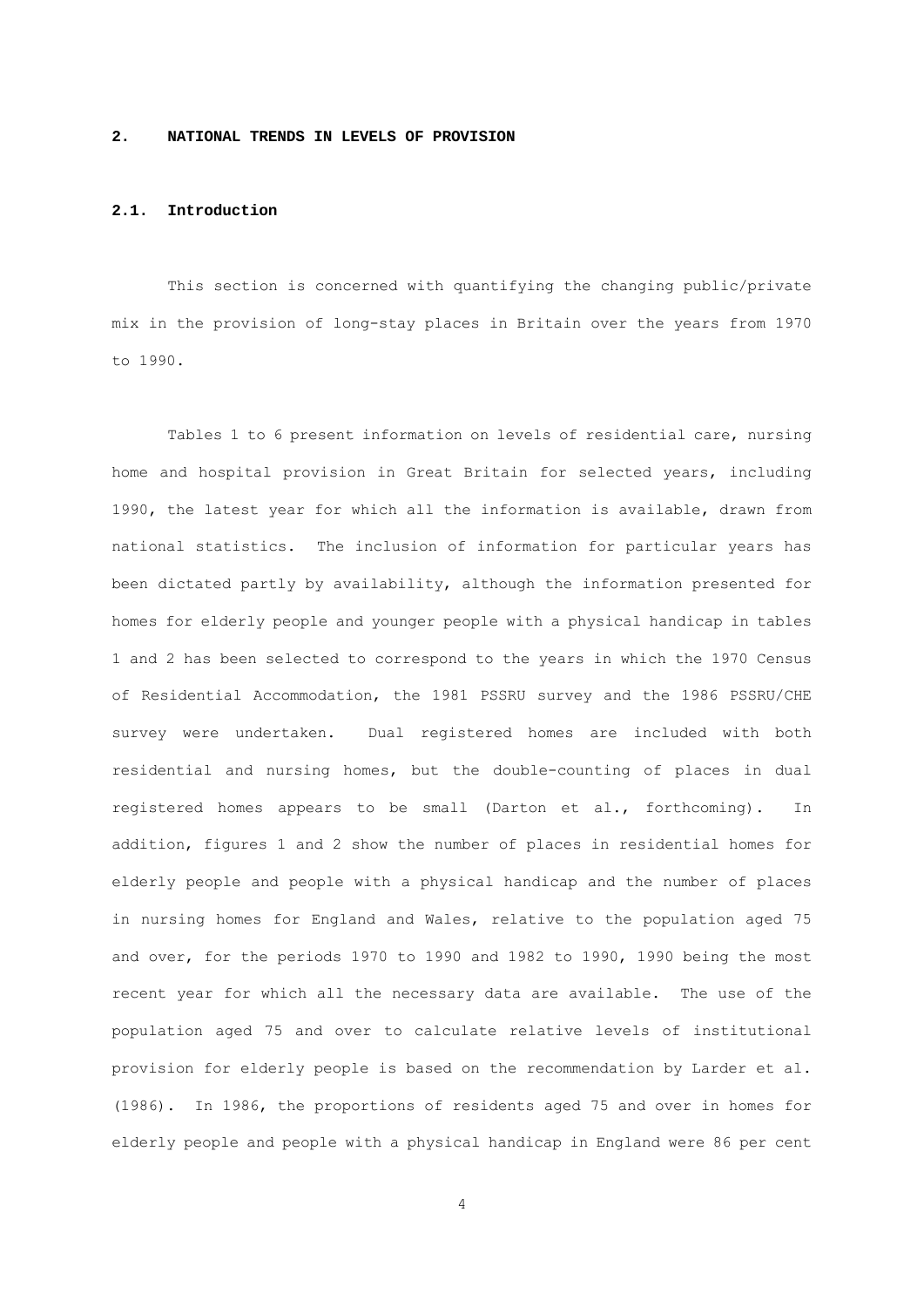## 2. NATIONAL TRENDS IN LEVELS OF PROVISION

### 2.1. Introduction

This section is concerned with quantifying the changing public/private mix in the provision of long-stay places in Britain over the years from 1970 to 1990.

Tables 1 to 6 present information on levels of residential care, nursing home and hospital provision in Great Britain for selected years, including 1990, the latest year for which all the information is available, drawn from national statistics. The inclusion of information for particular years has been dictated partly by availability, although the information presented for homes for elderly people and younger people with a physical handicap in tables 1 and 2 has been selected to correspond to the years in which the 1970 Census of Residential Accommodation, the 1981 PSSRU survey and the 1986 PSSRU/CHE survey were undertaken. Dual registered homes are included with both residential and nursing homes, but the double-counting of places in dual registered homes appears to be small (Darton et al., forthcoming). In addition, figures 1 and 2 show the number of places in residential homes for elderly people and people with a physical handicap and the number of places in nursing homes for England and Wales, relative to the population aged 75 and over, for the periods 1970 to 1990 and 1982 to 1990, 1990 being the most recent year for which all the necessary data are available. The use of the population aged 75 and over to calculate relative levels of institutional provision for elderly people is based on the recommendation by Larder et al. (1986). In 1986, the proportions of residents aged 75 and over in homes for elderly people and people with a physical handicap in England were 86 per cent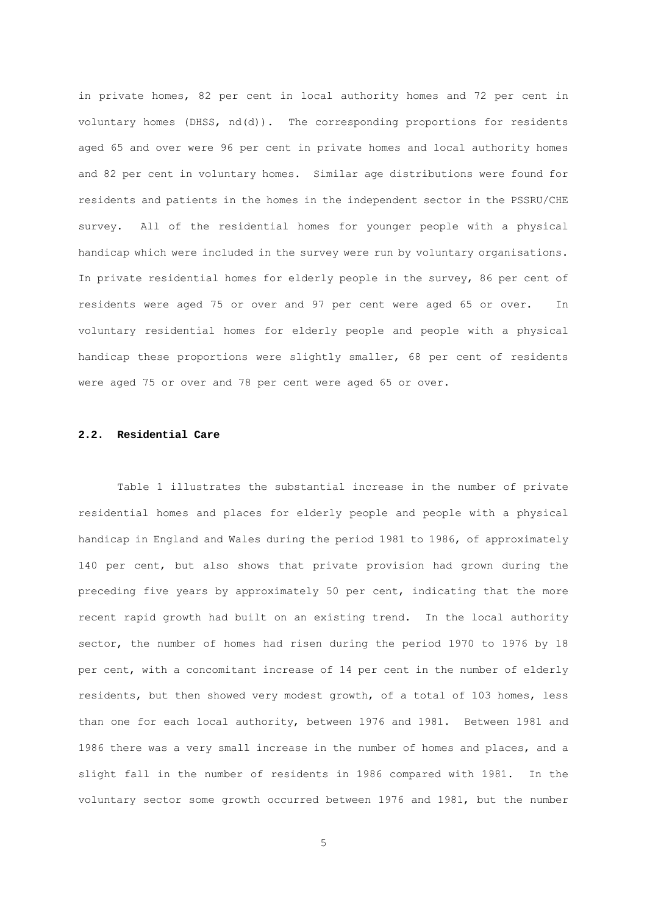in private homes, 82 per cent in local authority homes and 72 per cent in voluntary homes (DHSS, nd(d)). The corresponding proportions for residents aged 65 and over were 96 per cent in private homes and local authority homes and 82 per cent in voluntary homes. Similar age distributions were found for residents and patients in the homes in the independent sector in the PSSRU/CHE survey. All of the residential homes for younger people with a physical handicap which were included in the survey were run by voluntary organisations. In private residential homes for elderly people in the survey, 86 per cent of residents were aged 75 or over and 97 per cent were aged 65 or over. In voluntary residential homes for elderly people and people with a physical handicap these proportions were slightly smaller, 68 per cent of residents were aged 75 or over and 78 per cent were aged 65 or over.

## 2.2. Residential Care

Table 1 illustrates the substantial increase in the number of private residential homes and places for elderly people and people with a physical handicap in England and Wales during the period 1981 to 1986, of approximately 140 per cent, but also shows that private provision had grown during the preceding five years by approximately 50 per cent, indicating that the more recent rapid growth had built on an existing trend. In the local authority sector, the number of homes had risen during the period 1970 to 1976 by 18 per cent, with a concomitant increase of 14 per cent in the number of elderly residents, but then showed very modest growth, of a total of 103 homes, less than one for each local authority, between 1976 and 1981. Between 1981 and 1986 there was a very small increase in the number of homes and places, and a slight fall in the number of residents in 1986 compared with 1981. In the voluntary sector some growth occurred between 1976 and 1981, but the number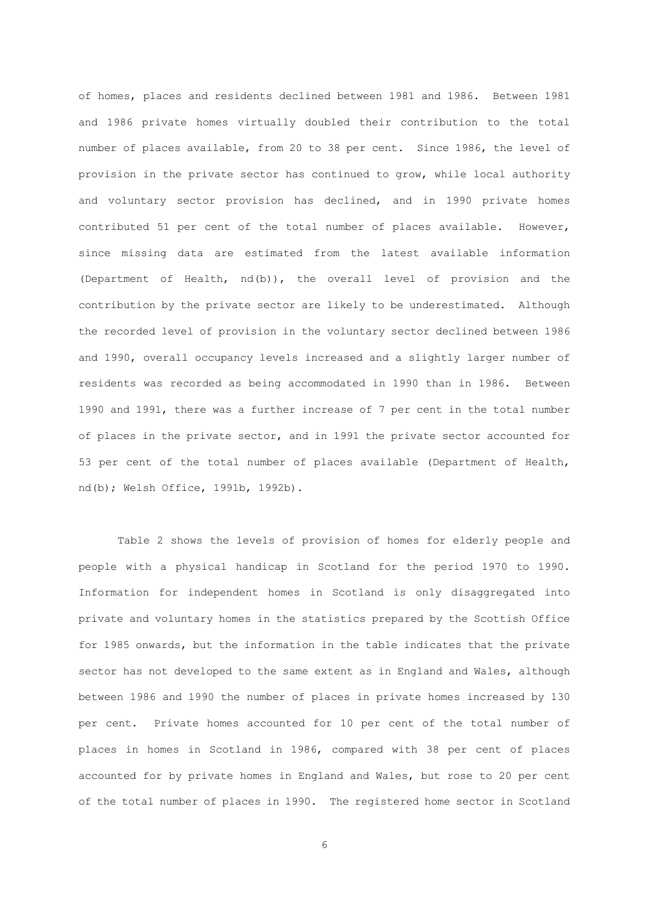of homes, places and residents declined between 1981 and 1986. Between 1981 and 1986 private homes virtually doubled their contribution to the total number of places available, from 20 to 38 per cent. Since 1986, the level of provision in the private sector has continued to grow, while local authority and voluntary sector provision has declined, and in 1990 private homes contributed 51 per cent of the total number of places available. However, since missing data are estimated from the latest available information (Department of Health, nd(b)), the overall level of provision and the contribution by the private sector are likely to be underestimated. Although the recorded level of provision in the voluntary sector declined between 1986 and 1990, overall occupancy levels increased and a slightly larger number of residents was recorded as being accommodated in 1990 than in 1986. Between 1990 and 1991, there was a further increase of 7 per cent in the total number of places in the private sector, and in 1991 the private sector accounted for 53 per cent of the total number of places available (Department of Health, nd(b); Welsh Office, 1991b, 1992b).

Table 2 shows the levels of provision of homes for elderly people and people with a physical handicap in Scotland for the period 1970 to 1990. Information for independent homes in Scotland is only disaggregated into private and voluntary homes in the statistics prepared by the Scottish Office for 1985 onwards, but the information in the table indicates that the private sector has not developed to the same extent as in England and Wales, although between 1986 and 1990 the number of places in private homes increased by 130 per cent. Private homes accounted for 10 per cent of the total number of places in homes in Scotland in 1986, compared with 38 per cent of places accounted for by private homes in England and Wales, but rose to 20 per cent of the total number of places in 1990. The registered home sector in Scotland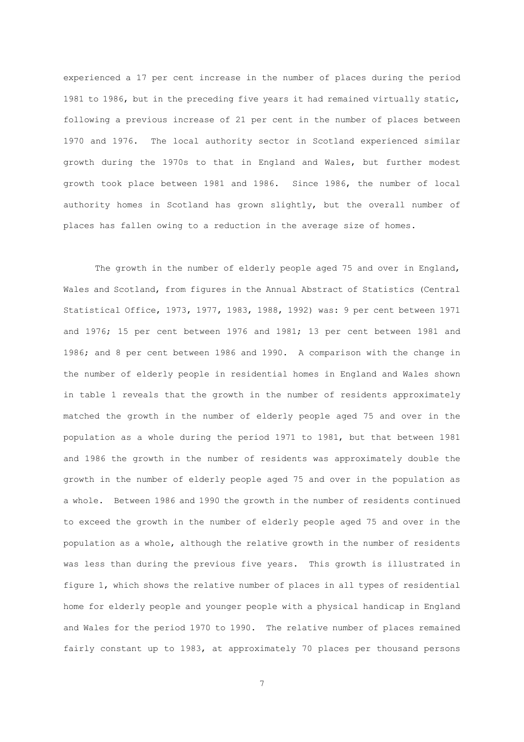experienced a 17 per cent increase in the number of places during the period 1981 to 1986, but in the preceding five years it had remained virtually static, following a previous increase of 21 per cent in the number of places between 1970 and 1976. The local authority sector in Scotland experienced similar growth during the 1970s to that in England and Wales, but further modest growth took place between 1981 and 1986. Since 1986, the number of local authority homes in Scotland has grown slightly, but the overall number of places has fallen owing to a reduction in the average size of homes.

The growth in the number of elderly people aged 75 and over in England, Wales and Scotland, from figures in the Annual Abstract of Statistics (Central Statistical Office, 1973, 1977, 1983, 1988, 1992) was: 9 per cent between 1971 and 1976; 15 per cent between 1976 and 1981; 13 per cent between 1981 and 1986; and 8 per cent between 1986 and 1990. A comparison with the change in the number of elderly people in residential homes in England and Wales shown in table 1 reveals that the growth in the number of residents approximately matched the growth in the number of elderly people aged 75 and over in the population as a whole during the period 1971 to 1981, but that between 1981 and 1986 the growth in the number of residents was approximately double the growth in the number of elderly people aged 75 and over in the population as a whole. Between 1986 and 1990 the growth in the number of residents continued to exceed the growth in the number of elderly people aged 75 and over in the population as a whole, although the relative growth in the number of residents was less than during the previous five years. This growth is illustrated in figure 1, which shows the relative number of places in all types of residential home for elderly people and younger people with a physical handicap in England and Wales for the period 1970 to 1990. The relative number of places remained fairly constant up to 1983, at approximately 70 places per thousand persons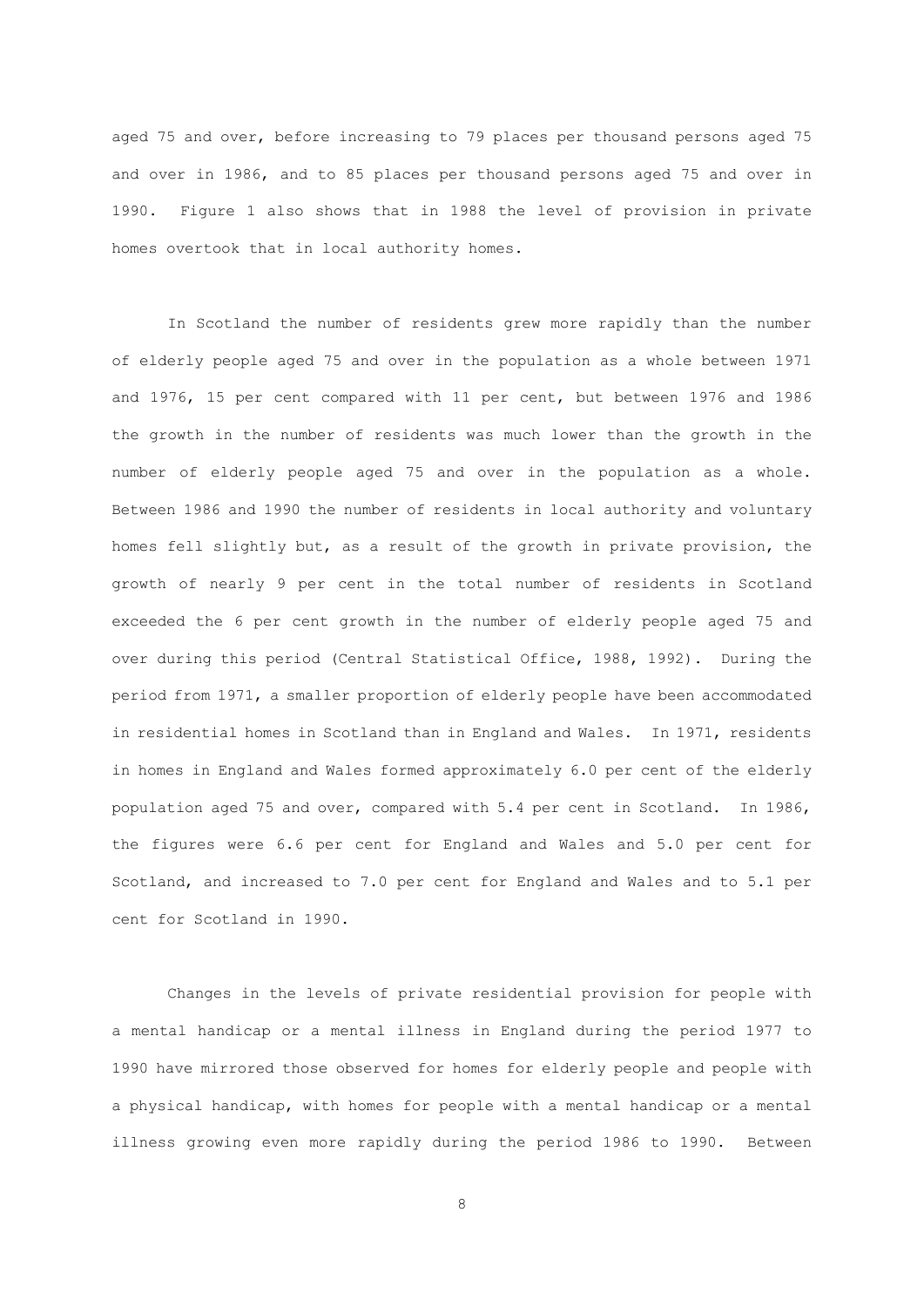aged 75 and over, before increasing to 79 places per thousand persons aged 75 and over in 1986, and to 85 places per thousand persons aged 75 and over in 1990. Figure 1 also shows that in 1988 the level of provision in private homes overtook that in local authority homes.

In Scotland the number of residents grew more rapidly than the number of elderly people aged 75 and over in the population as a whole between 1971 and 1976, 15 per cent compared with 11 per cent, but between 1976 and 1986 the growth in the number of residents was much lower than the growth in the number of elderly people aged 75 and over in the population as a whole. Between 1986 and 1990 the number of residents in local authority and voluntary homes fell slightly but, as a result of the growth in private provision, the growth of nearly 9 per cent in the total number of residents in Scotland exceeded the 6 per cent growth in the number of elderly people aged 75 and over during this period (Central Statistical Office, 1988, 1992). During the period from 1971, a smaller proportion of elderly people have been accommodated in residential homes in Scotland than in England and Wales. In 1971, residents in homes in England and Wales formed approximately 6.0 per cent of the elderly population aged 75 and over, compared with 5.4 per cent in Scotland. In 1986, the figures were 6.6 per cent for England and Wales and 5.0 per cent for Scotland, and increased to 7.0 per cent for England and Wales and to 5.1 per cent for Scotland in 1990.

Changes in the levels of private residential provision for people with a mental handicap or a mental illness in England during the period 1977 to 1990 have mirrored those observed for homes for elderly people and people with a physical handicap, with homes for people with a mental handicap or a mental illness growing even more rapidly during the period 1986 to 1990. Between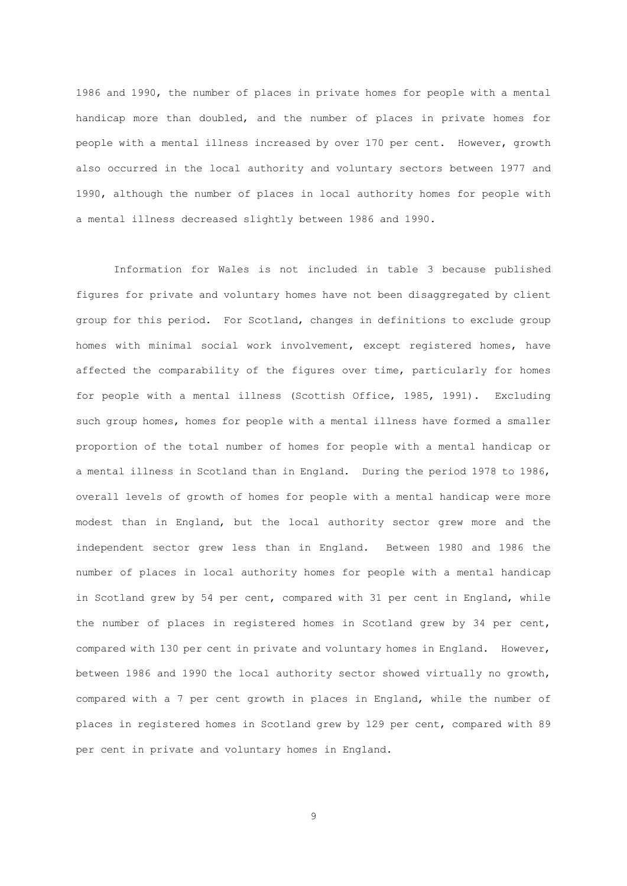1986 and 1990, the number of places in private homes for people with a mental handicap more than doubled, and the number of places in private homes for people with a mental illness increased by over 170 per cent. However, growth also occurred in the local authority and voluntary sectors between 1977 and 1990, although the number of places in local authority homes for people with a mental illness decreased slightly between 1986 and 1990.

Information for Wales is not included in table 3 because published figures for private and voluntary homes have not been disaggregated by client group for this period. For Scotland, changes in definitions to exclude group homes with minimal social work involvement, except registered homes, have affected the comparability of the figures over time, particularly for homes for people with a mental illness (Scottish Office, 1985, 1991). Excluding such group homes, homes for people with a mental illness have formed a smaller proportion of the total number of homes for people with a mental handicap or a mental illness in Scotland than in England. During the period 1978 to 1986, overall levels of growth of homes for people with a mental handicap were more modest than in England, but the local authority sector grew more and the independent sector grew less than in England. Between 1980 and 1986 the number of places in local authority homes for people with a mental handicap in Scotland grew by 54 per cent, compared with 31 per cent in England, while the number of places in registered homes in Scotland grew by 34 per cent, compared with 130 per cent in private and voluntary homes in England. However, between 1986 and 1990 the local authority sector showed virtually no growth, compared with a 7 per cent growth in places in England, while the number of places in registered homes in Scotland grew by 129 per cent, compared with 89 per cent in private and voluntary homes in England.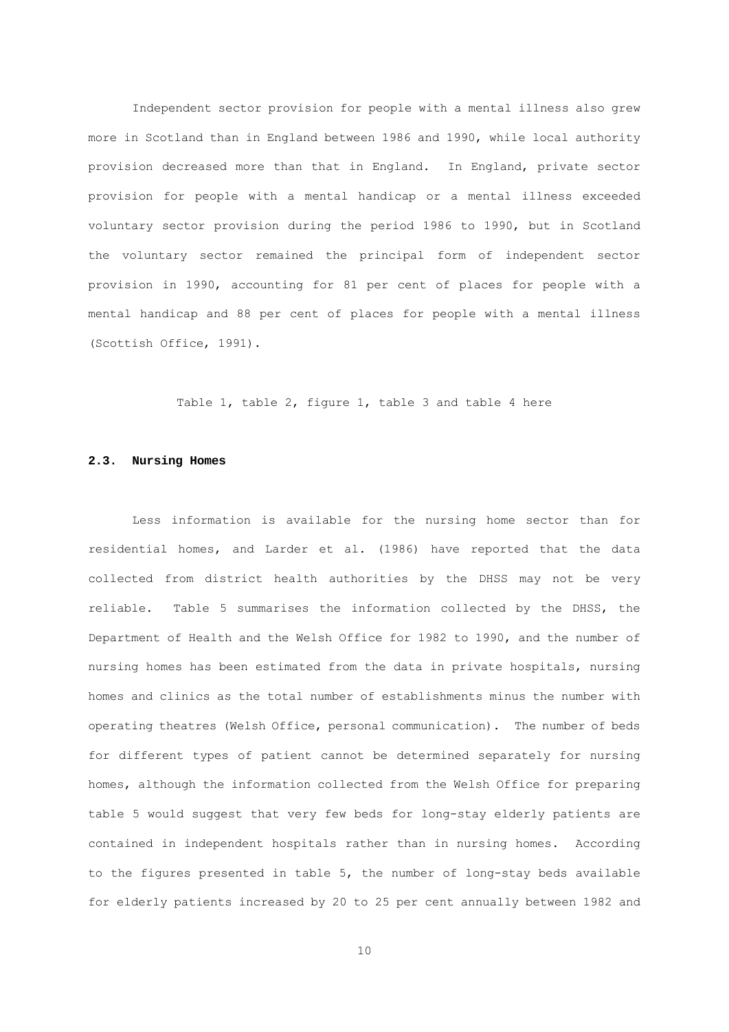Independent sector provision for people with a mental illness also grew more in Scotland than in England between 1986 and 1990, while local authority provision decreased more than that in England. In England, private sector provision for people with a mental handicap or a mental illness exceeded voluntary sector provision during the period 1986 to 1990, but in Scotland the voluntary sector remained the principal form of independent sector provision in 1990, accounting for 81 per cent of places for people with a mental handicap and 88 per cent of places for people with a mental illness (Scottish Office, 1991).

Table 1, table 2, figure 1, table 3 and table 4 here

### 2.3. Nursing Homes

Less information is available for the nursing home sector than for residential homes, and Larder et al. (1986) have reported that the data collected from district health authorities by the DHSS may not be very reliable. Table 5 summarises the information collected by the DHSS, the Department of Health and the Welsh Office for 1982 to 1990, and the number of nursing homes has been estimated from the data in private hospitals, nursing homes and clinics as the total number of establishments minus the number with operating theatres (Welsh Office, personal communication). The number of beds for different types of patient cannot be determined separately for nursing homes, although the information collected from the Welsh Office for preparing table 5 would suggest that very few beds for long-stay elderly patients are contained in independent hospitals rather than in nursing homes. According to the figures presented in table 5, the number of long-stay beds available for elderly patients increased by 20 to 25 per cent annually between 1982 and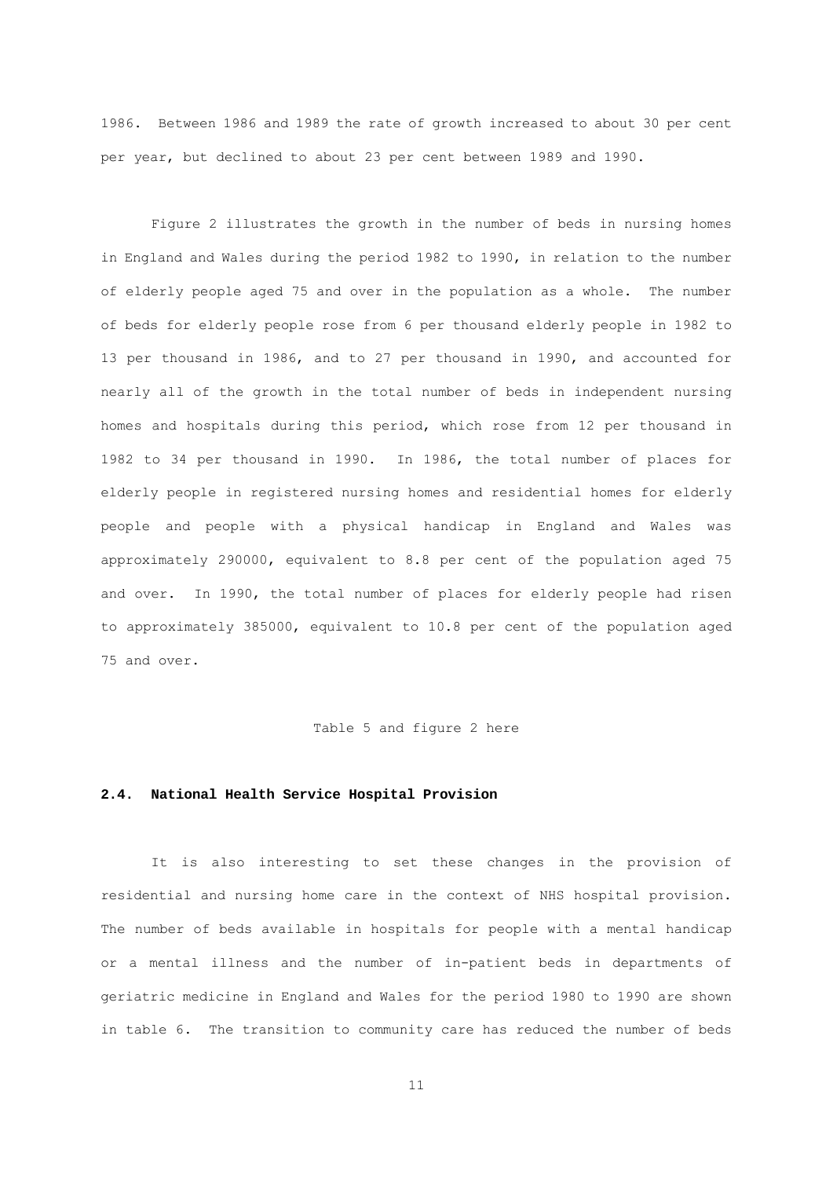1986. Between 1986 and 1989 the rate of growth increased to about 30 per cent per year, but declined to about 23 per cent between 1989 and 1990.

Figure 2 illustrates the growth in the number of beds in nursing homes in England and Wales during the period 1982 to 1990, in relation to the number of elderly people aged 75 and over in the population as a whole. The number of beds for elderly people rose from 6 per thousand elderly people in 1982 to 13 per thousand in 1986, and to 27 per thousand in 1990, and accounted for nearly all of the growth in the total number of beds in independent nursing homes and hospitals during this period, which rose from 12 per thousand in 1982 to 34 per thousand in 1990. In 1986, the total number of places for elderly people in registered nursing homes and residential homes for elderly people and people with a physical handicap in England and Wales was approximately 290000, equivalent to 8.8 per cent of the population aged 75 and over. In 1990, the total number of places for elderly people had risen to approximately 385000, equivalent to 10.8 per cent of the population aged 75 and over.

Table 5 and figure 2 here

## 2.4. National Health Service Hospital Provision

It is also interesting to set these changes in the provision of residential and nursing home care in the context of NHS hospital provision. The number of beds available in hospitals for people with a mental handicap or a mental illness and the number of in-patient beds in departments of geriatric medicine in England and Wales for the period 1980 to 1990 are shown in table 6. The transition to community care has reduced the number of beds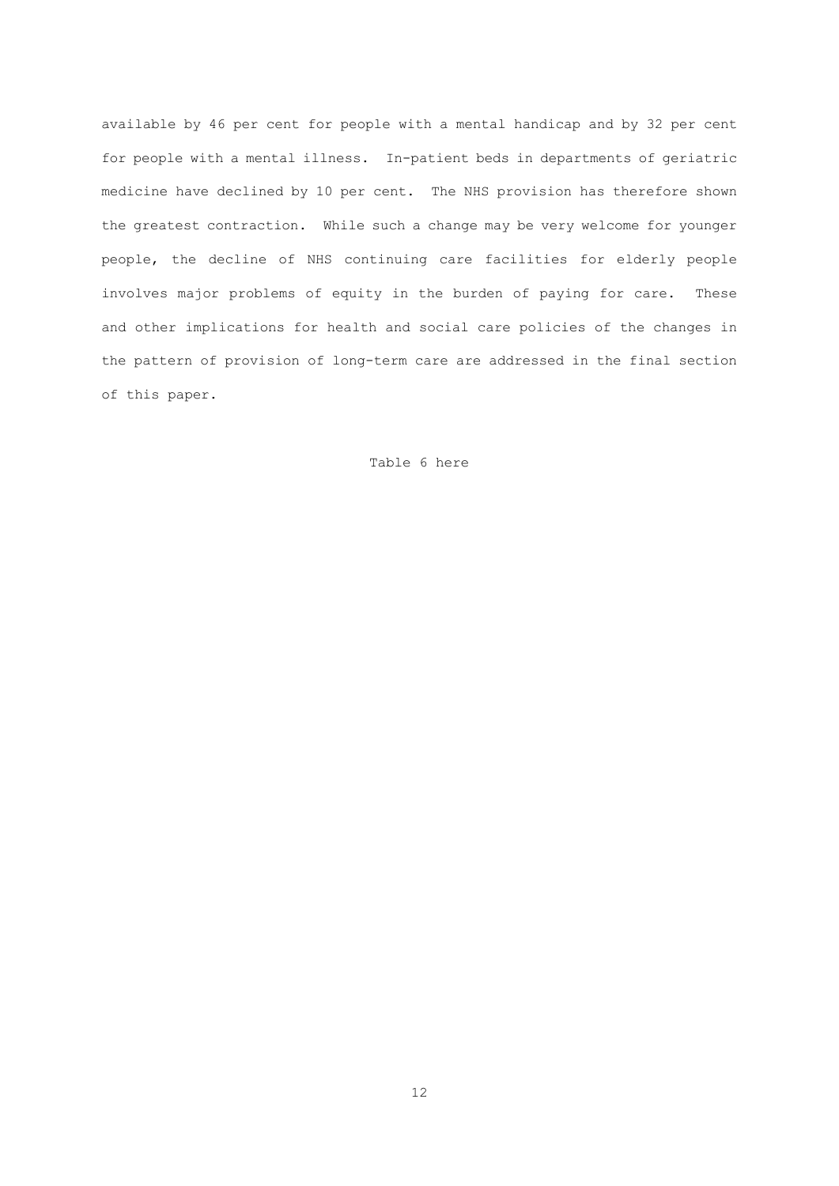available by 46 per cent for people with a mental handicap and by 32 per cent for people with a mental illness. In-patient beds in departments of geriatric medicine have declined by 10 per cent. The NHS provision has therefore shown the greatest contraction. While such a change may be very welcome for younger people, the decline of NHS continuing care facilities for elderly people involves major problems of equity in the burden of paying for care. These and other implications for health and social care policies of the changes in the pattern of provision of long-term care are addressed in the final section of this paper.

Table 6 here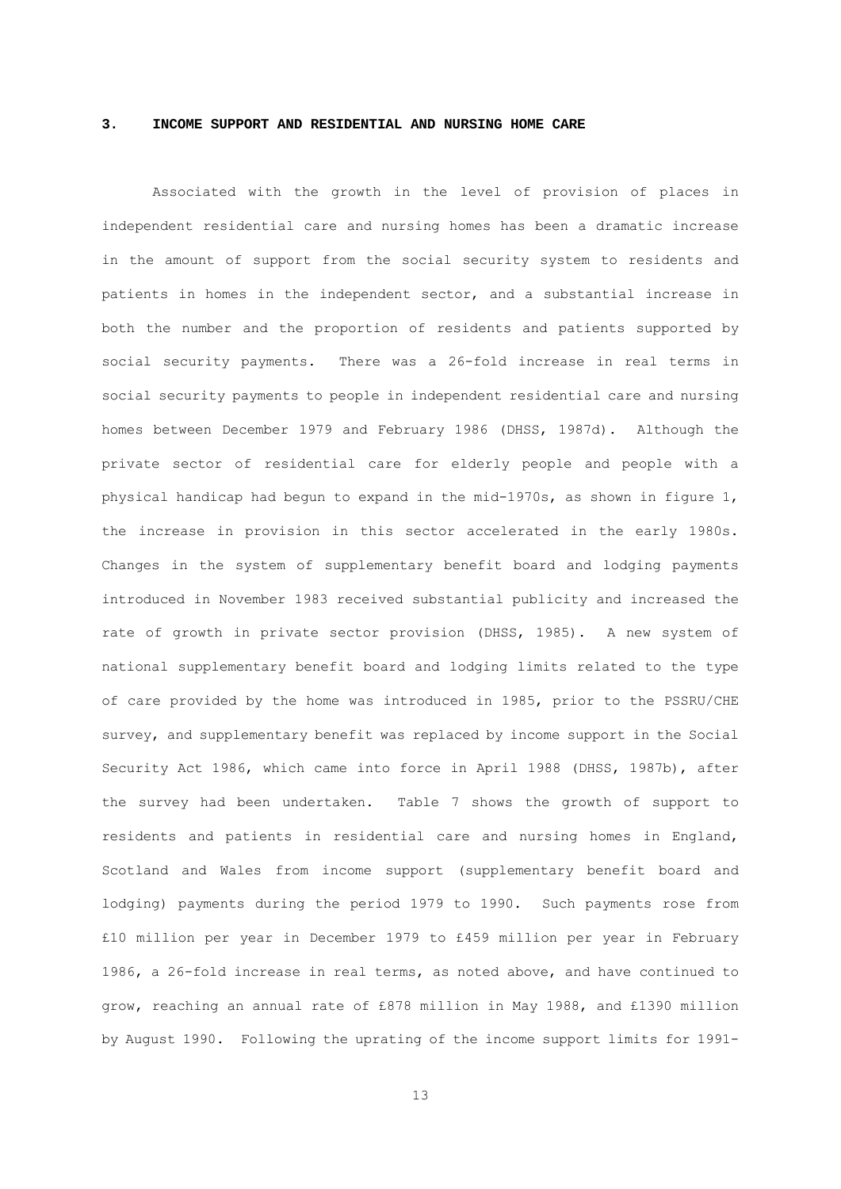## 3. INCOME SUPPORT AND RESIDENTIAL AND NURSING HOME CARE

Associated with the growth in the level of provision of places in independent residential care and nursing homes has been a dramatic increase in the amount of support from the social security system to residents and patients in homes in the independent sector, and a substantial increase in both the number and the proportion of residents and patients supported by social security payments. There was a 26-fold increase in real terms in social security payments to people in independent residential care and nursing homes between December 1979 and February 1986 (DHSS, 1987d). Although the private sector of residential care for elderly people and people with a physical handicap had begun to expand in the mid-1970s, as shown in figure 1, the increase in provision in this sector accelerated in the early 1980s. Changes in the system of supplementary benefit board and lodging payments introduced in November 1983 received substantial publicity and increased the rate of growth in private sector provision (DHSS, 1985). A new system of national supplementary benefit board and lodging limits related to the type of care provided by the home was introduced in 1985, prior to the PSSRU/CHE survey, and supplementary benefit was replaced by income support in the Social Security Act 1986, which came into force in April 1988 (DHSS, 1987b), after the survey had been undertaken. Table 7 shows the growth of support to residents and patients in residential care and nursing homes in England, Scotland and Wales from income support (supplementary benefit board and lodging) payments during the period 1979 to 1990. Such payments rose from £10 million per year in December 1979 to £459 million per year in February 1986, a 26-fold increase in real terms, as noted above, and have continued to grow, reaching an annual rate of £878 million in May 1988, and £1390 million by August 1990. Following the uprating of the income support limits for 1991-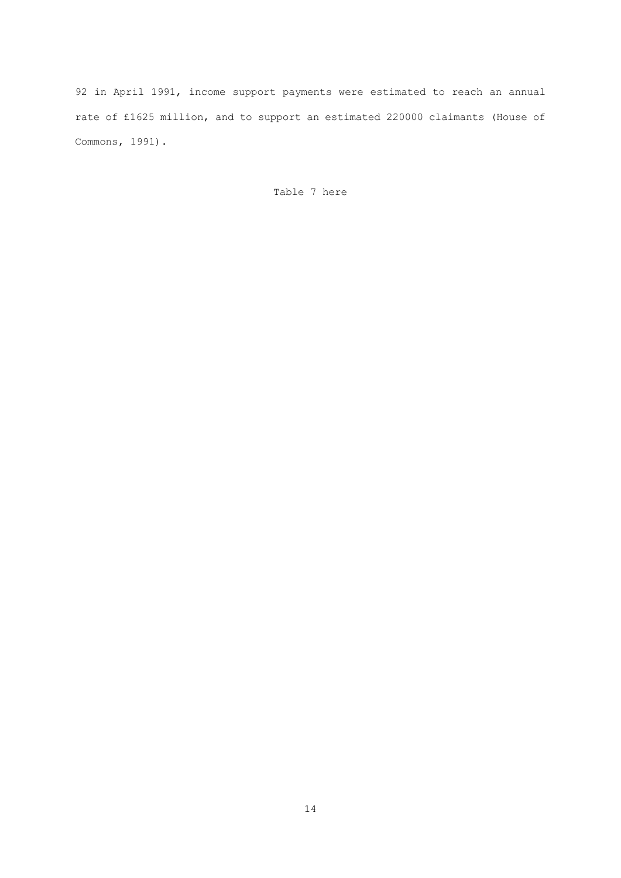92 in April 1991, income support payments were estimated to reach an annual rate of £1625 million, and to support an estimated 220000 claimants (House of Commons, 1991).

Table 7 here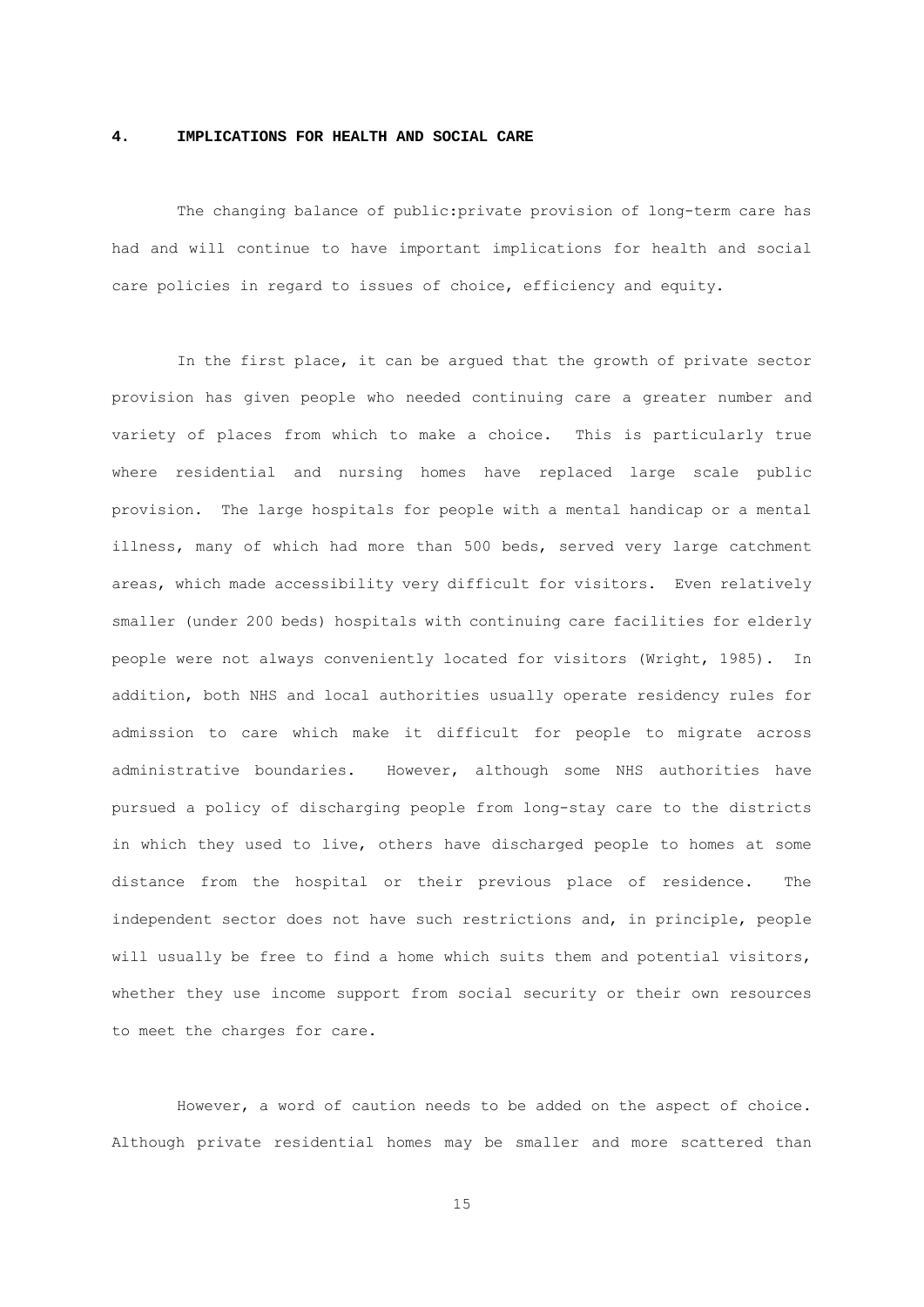## 4. IMPLICATIONS FOR HEALTH AND SOCIAL CARE

The changing balance of public:private provision of long-term care has had and will continue to have important implications for health and social care policies in regard to issues of choice, efficiency and equity.

In the first place, it can be argued that the growth of private sector provision has given people who needed continuing care a greater number and variety of places from which to make a choice. This is particularly true where residential and nursing homes have replaced large scale public provision. The large hospitals for people with a mental handicap or a mental illness, many of which had more than 500 beds, served very large catchment areas, which made accessibility very difficult for visitors. Even relatively smaller (under 200 beds) hospitals with continuing care facilities for elderly people were not always conveniently located for visitors (Wright, 1985). In addition, both NHS and local authorities usually operate residency rules for admission to care which make it difficult for people to migrate across administrative boundaries. However, although some NHS authorities have pursued a policy of discharging people from long-stay care to the districts in which they used to live, others have discharged people to homes at some distance from the hospital or their previous place of residence. The independent sector does not have such restrictions and, in principle, people will usually be free to find a home which suits them and potential visitors, whether they use income support from social security or their own resources to meet the charges for care.

However, a word of caution needs to be added on the aspect of choice. Although private residential homes may be smaller and more scattered than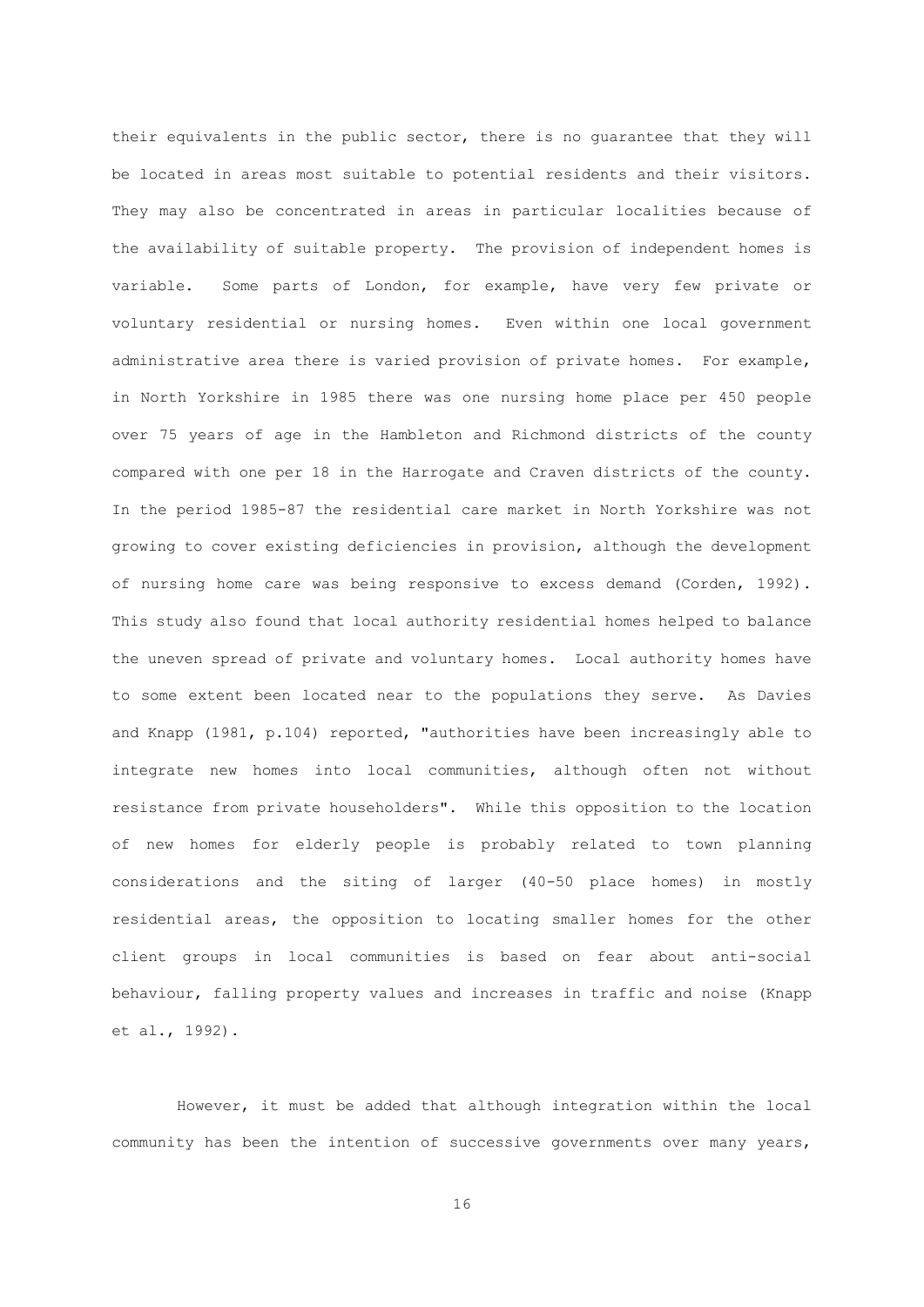their equivalents in the public sector, there is no guarantee that they will be located in areas most suitable to potential residents and their visitors. They may also be concentrated in areas in particular localities because of the availability of suitable property. The provision of independent homes is variable. Some parts of London, for example, have very few private or voluntary residential or nursing homes. Even within one local government administrative area there is varied provision of private homes. For example, in North Yorkshire in 1985 there was one nursing home place per 450 people over 75 years of age in the Hambleton and Richmond districts of the county compared with one per 18 in the Harrogate and Craven districts of the county. In the period 1985-87 the residential care market in North Yorkshire was not growing to cover existing deficiencies in provision, although the development of nursing home care was being responsive to excess demand (Corden, 1992). This study also found that local authority residential homes helped to balance the uneven spread of private and voluntary homes. Local authority homes have to some extent been located near to the populations they serve. As Davies and Knapp (1981, p.104) reported, "authorities have been increasingly able to integrate new homes into local communities, although often not without resistance from private householders". While this opposition to the location of new homes for elderly people is probably related to town planning considerations and the siting of larger (40-50 place homes) in mostly residential areas, the opposition to locating smaller homes for the other client groups in local communities is based on fear about anti-social behaviour, falling property values and increases in traffic and noise (Knapp et al., 1992).

However, it must be added that although integration within the local community has been the intention of successive governments over many years,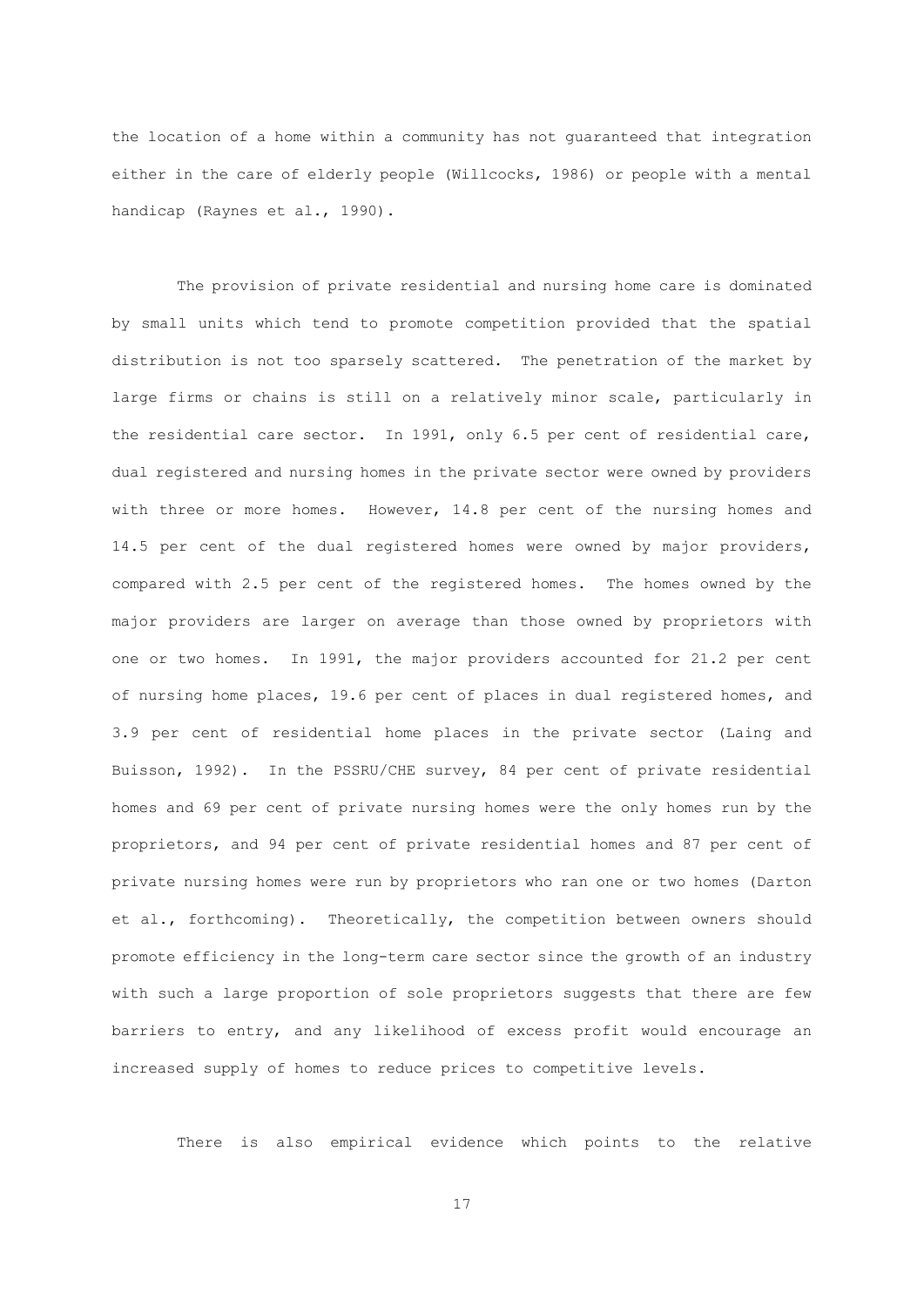the location of a home within a community has not guaranteed that integration either in the care of elderly people (Willcocks, 1986) or people with a mental handicap (Raynes et al., 1990).

The provision of private residential and nursing home care is dominated by small units which tend to promote competition provided that the spatial distribution is not too sparsely scattered. The penetration of the market by large firms or chains is still on a relatively minor scale, particularly in the residential care sector. In 1991, only 6.5 per cent of residential care, dual registered and nursing homes in the private sector were owned by providers with three or more homes. However, 14.8 per cent of the nursing homes and 14.5 per cent of the dual registered homes were owned by major providers, compared with 2.5 per cent of the registered homes. The homes owned by the major providers are larger on average than those owned by proprietors with one or two homes. In 1991, the major providers accounted for 21.2 per cent of nursing home places, 19.6 per cent of places in dual registered homes, and 3.9 per cent of residential home places in the private sector (Laing and Buisson, 1992). In the PSSRU/CHE survey, 84 per cent of private residential homes and 69 per cent of private nursing homes were the only homes run by the proprietors, and 94 per cent of private residential homes and 87 per cent of private nursing homes were run by proprietors who ran one or two homes (Darton et al., forthcoming). Theoretically, the competition between owners should promote efficiency in the long-term care sector since the growth of an industry with such a large proportion of sole proprietors suggests that there are few barriers to entry, and any likelihood of excess profit would encourage an increased supply of homes to reduce prices to competitive levels.

There is also empirical evidence which points to the relative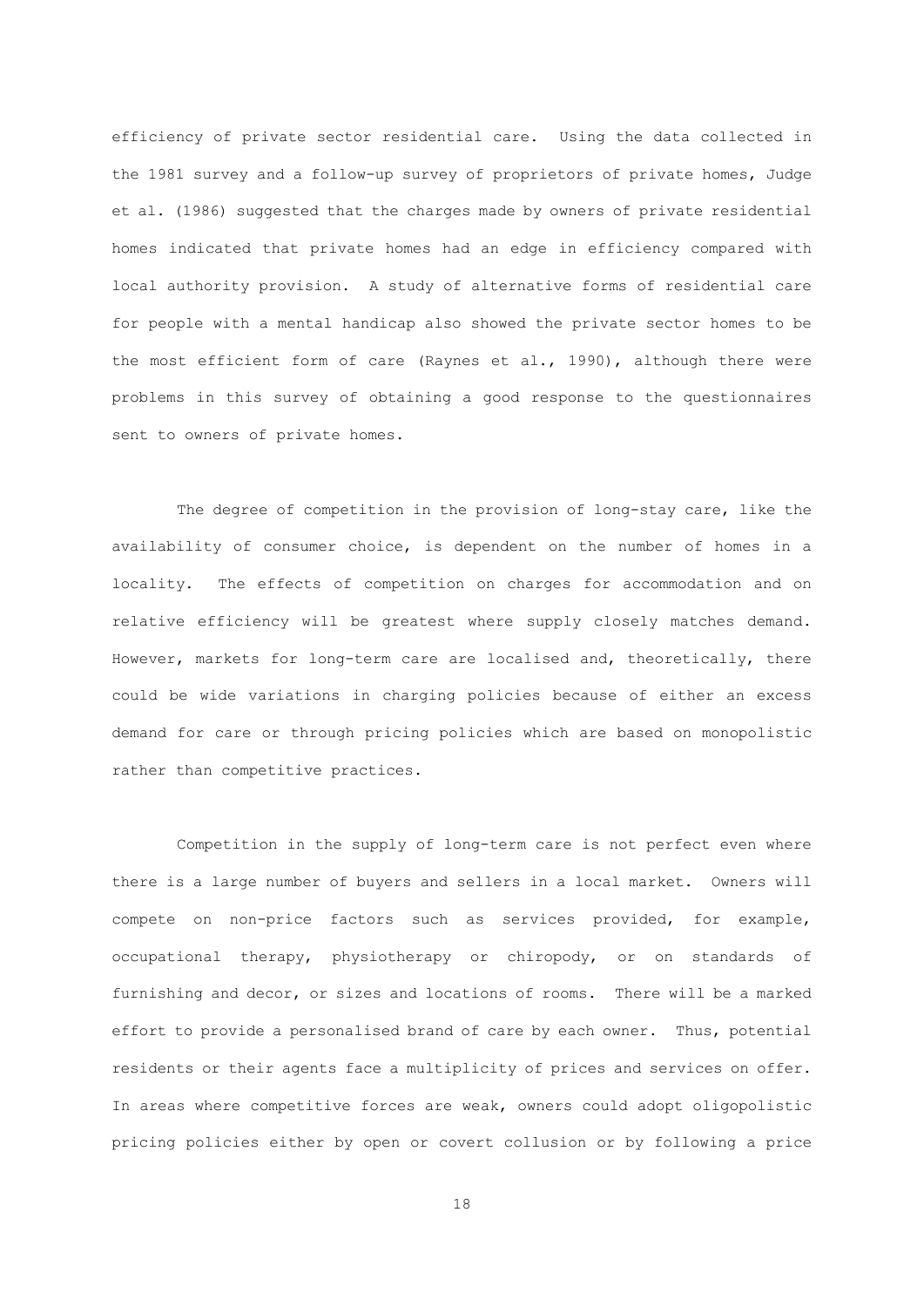efficiency of private sector residential care. Using the data collected in the 1981 survey and a follow-up survey of proprietors of private homes, Judge et al. (1986) suggested that the charges made by owners of private residential homes indicated that private homes had an edge in efficiency compared with local authority provision. A study of alternative forms of residential care for people with a mental handicap also showed the private sector homes to be the most efficient form of care (Raynes et al., 1990), although there were problems in this survey of obtaining a good response to the questionnaires sent to owners of private homes.

The degree of competition in the provision of long-stay care, like the availability of consumer choice, is dependent on the number of homes in a locality. The effects of competition on charges for accommodation and on relative efficiency will be greatest where supply closely matches demand. However, markets for long-term care are localised and, theoretically, there could be wide variations in charging policies because of either an excess demand for care or through pricing policies which are based on monopolistic rather than competitive practices.

Competition in the supply of long-term care is not perfect even where there is a large number of buyers and sellers in a local market. Owners will compete on non-price factors such as services provided, for example, occupational therapy, physiotherapy or chiropody, or on standards of furnishing and decor, or sizes and locations of rooms. There will be a marked effort to provide a personalised brand of care by each owner. Thus, potential residents or their agents face a multiplicity of prices and services on offer. In areas where competitive forces are weak, owners could adopt oligopolistic pricing policies either by open or covert collusion or by following a price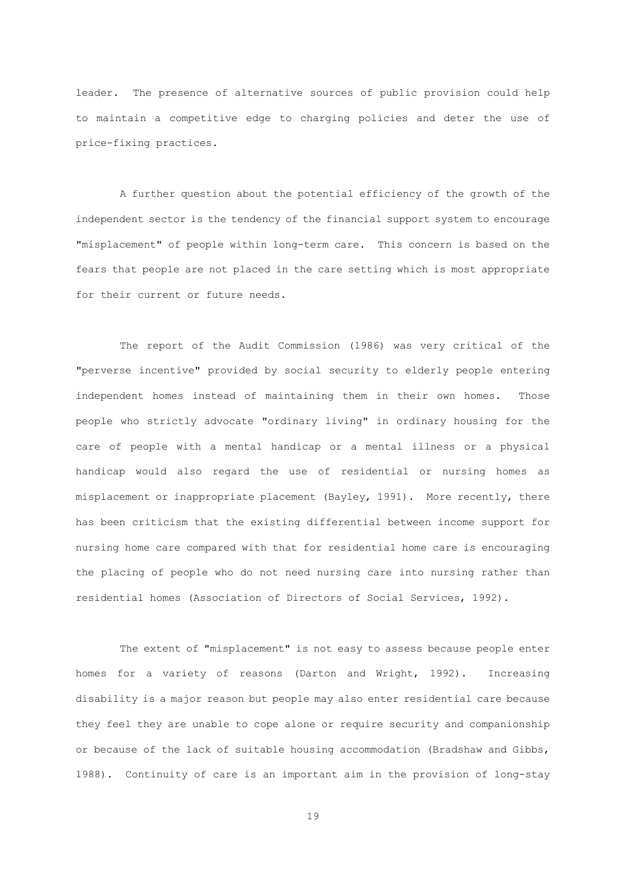leader. The presence of alternative sources of public provision could help to maintain a competitive edge to charging policies and deter the use of price-fixing practices.

A further question about the potential efficiency of the growth of the independent sector is the tendency of the financial support system to encourage "misplacement" of people within long-term care. This concern is based on the fears that people are not placed in the care setting which is most appropriate for their current or future needs.

The report of the Audit Commission (1986) was very critical of the "perverse incentive" provided by social security to elderly people entering independent homes instead of maintaining them in their own homes. Those people who strictly advocate "ordinary living" in ordinary housing for the care of people with a mental handicap or a mental illness or a physical handicap would also regard the use of residential or nursing homes as misplacement or inappropriate placement (Bayley, 1991). More recently, there has been criticism that the existing differential between income support for nursing home care compared with that for residential home care is encouraging the placing of people who do not need nursing care into nursing rather than residential homes (Association of Directors of Social Services, 1992).

The extent of "misplacement" is not easy to assess because people enter homes for a variety of reasons (Darton and Wright, 1992). Increasing disability is a major reason but people may also enter residential care because they feel they are unable to cope alone or require security and companionship or because of the lack of suitable housing accommodation (Bradshaw and Gibbs, 1988). Continuity of care is an important aim in the provision of long-stay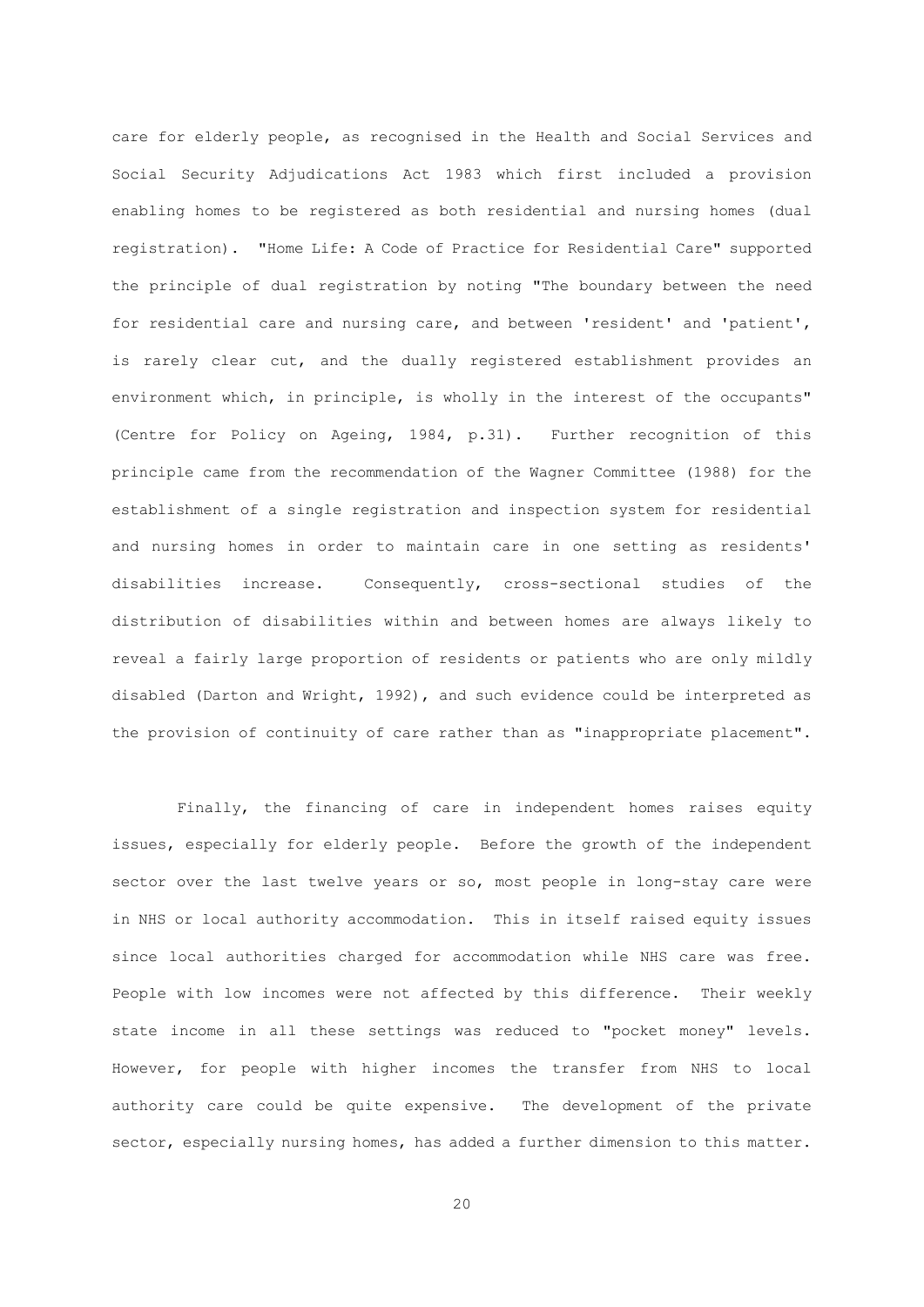care for elderly people, as recognised in the Health and Social Services and Social Security Adjudications Act 1983 which first included a provision enabling homes to be registered as both residential and nursing homes (dual registration). "Home Life: A Code of Practice for Residential Care" supported the principle of dual registration by noting "The boundary between the need for residential care and nursing care, and between 'resident' and 'patient', is rarely clear cut, and the dually registered establishment provides an environment which, in principle, is wholly in the interest of the occupants" (Centre for Policy on Ageing, 1984, p.31). Further recognition of this principle came from the recommendation of the Wagner Committee (1988) for the establishment of a single registration and inspection system for residential and nursing homes in order to maintain care in one setting as residents' disabilities increase. Consequently, cross-sectional studies of the distribution of disabilities within and between homes are always likely to reveal a fairly large proportion of residents or patients who are only mildly disabled (Darton and Wright, 1992), and such evidence could be interpreted as the provision of continuity of care rather than as "inappropriate placement".

Finally, the financing of care in independent homes raises equity issues, especially for elderly people. Before the growth of the independent sector over the last twelve years or so, most people in long-stay care were in NHS or local authority accommodation. This in itself raised equity issues since local authorities charged for accommodation while NHS care was free. People with low incomes were not affected by this difference. Their weekly state income in all these settings was reduced to "pocket money" levels. However, for people with higher incomes the transfer from NHS to local authority care could be quite expensive. The development of the private sector, especially nursing homes, has added a further dimension to this matter.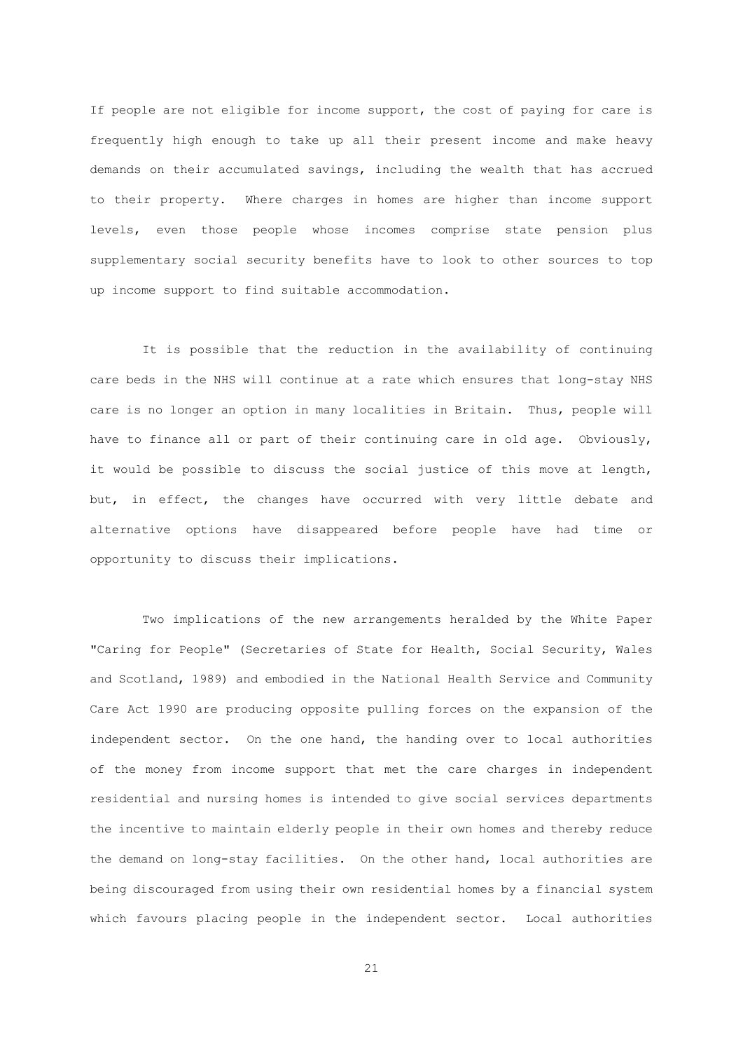If people are not eligible for income support, the cost of paying for care is frequently high enough to take up all their present income and make heavy demands on their accumulated savings, including the wealth that has accrued to their property. Where charges in homes are higher than income support levels, even those people whose incomes comprise state pension plus supplementary social security benefits have to look to other sources to top up income support to find suitable accommodation.

It is possible that the reduction in the availability of continuing care beds in the NHS will continue at a rate which ensures that long-stay NHS care is no longer an option in many localities in Britain. Thus, people will have to finance all or part of their continuing care in old age. Obviously, it would be possible to discuss the social justice of this move at length, but, in effect, the changes have occurred with very little debate and alternative options have disappeared before people have had time or opportunity to discuss their implications.

Two implications of the new arrangements heralded by the White Paper "Caring for People" (Secretaries of State for Health, Social Security, Wales and Scotland, 1989) and embodied in the National Health Service and Community Care Act 1990 are producing opposite pulling forces on the expansion of the independent sector. On the one hand, the handing over to local authorities of the money from income support that met the care charges in independent residential and nursing homes is intended to give social services departments the incentive to maintain elderly people in their own homes and thereby reduce the demand on long-stay facilities. On the other hand, local authorities are being discouraged from using their own residential homes by a financial system which favours placing people in the independent sector. Local authorities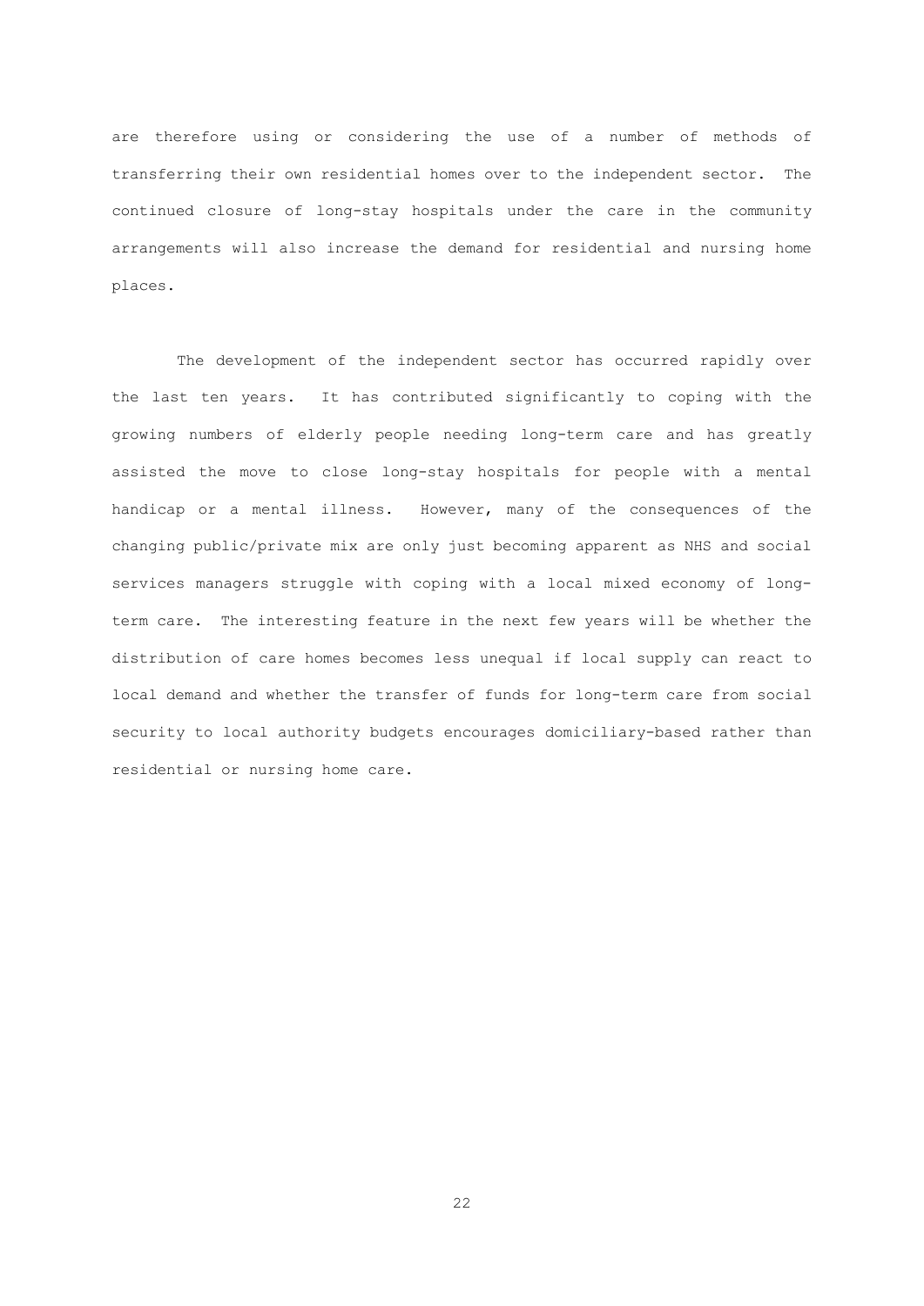are therefore using or considering the use of a number of methods of transferring their own residential homes over to the independent sector. The continued closure of long-stay hospitals under the care in the community arrangements will also increase the demand for residential and nursing home places.

The development of the independent sector has occurred rapidly over the last ten years. It has contributed significantly to coping with the growing numbers of elderly people needing long-term care and has greatly assisted the move to close long-stay hospitals for people with a mental handicap or a mental illness. However, many of the consequences of the changing public/private mix are only just becoming apparent as NHS and social services managers struggle with coping with a local mixed economy of long-term care. The interesting feature in the next few years will be whether the distribution of care homes becomes less unequal if local supply can react to local demand and whether the transfer of funds for long-term care from social security to local authority budgets encourages domiciliary-based rather than residential or nursing home care.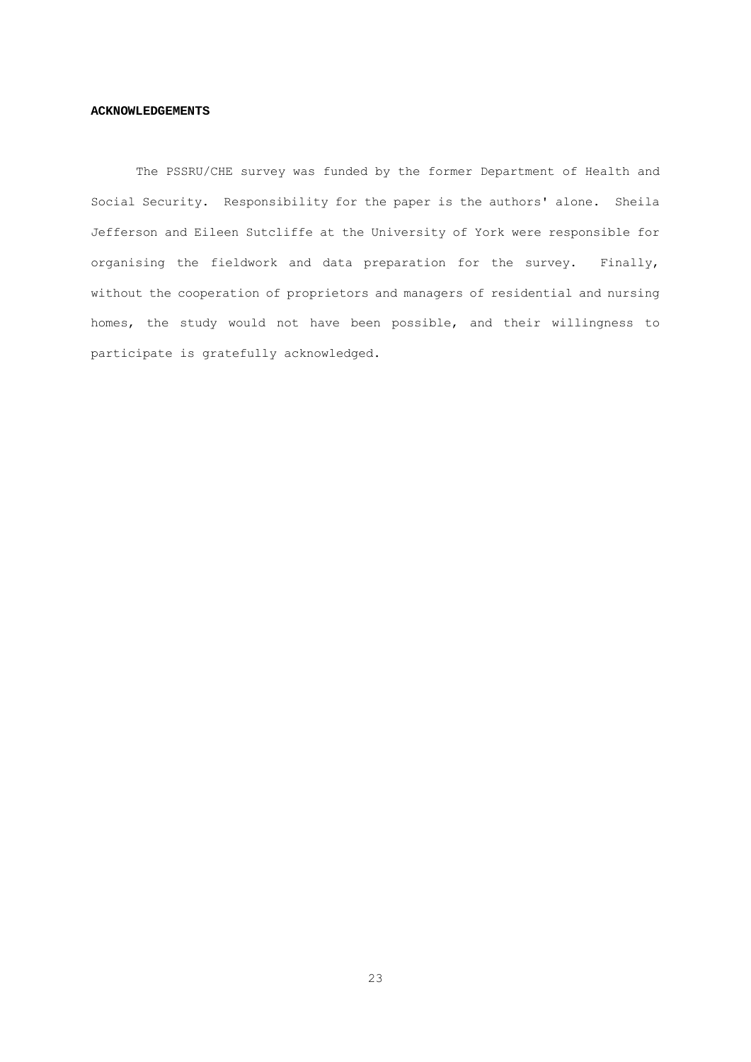## ACKNOWLEDGEMENTS

The PSSRU/CHE survey was funded by the former Department of Health and Social Security. Responsibility for the paper is the authors' alone. Sheila Jefferson and Eileen Sutcliffe at the University of York were responsible for organising the fieldwork and data preparation for the survey. Finally, without the cooperation of proprietors and managers of residential and nursing homes, the study would not have been possible, and their willingness to participate is gratefully acknowledged.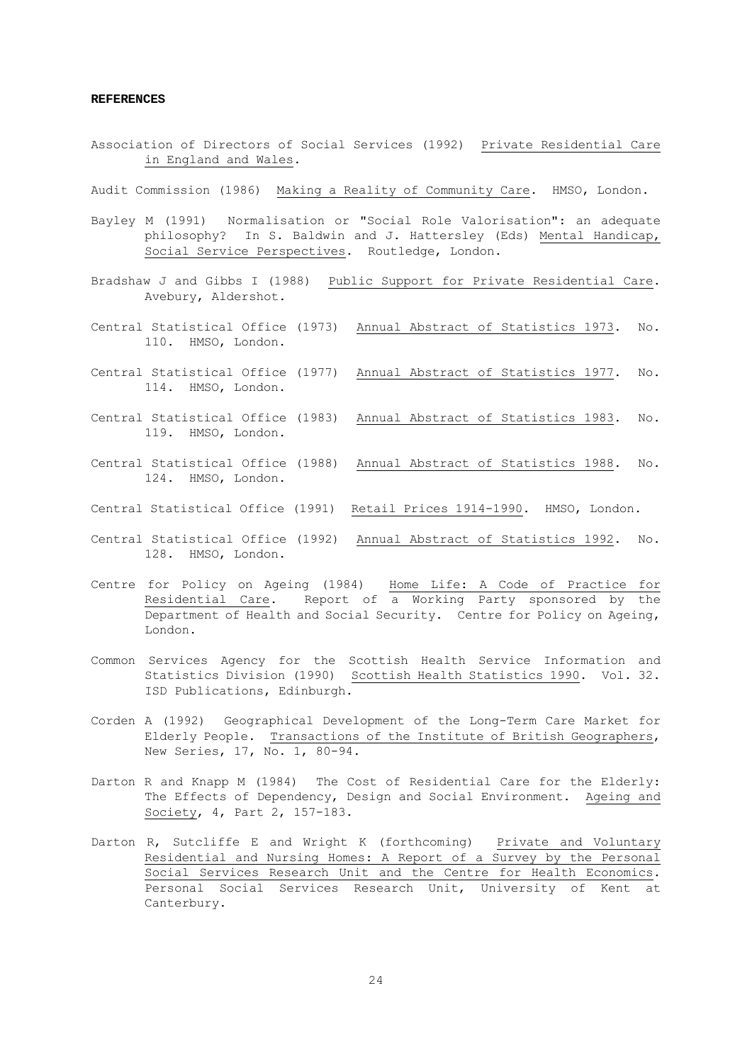**REFERENCES**

Association of Directors of Social Services (1992) Private Residential Care in England and Wales.

Audit Commission (1986) Making a Reality of Community Care. HMSO, London.

Bayley M (1991) Normalisation or "Social Role Valorisation": an adequate philosophy? In S. Baldwin and J. Hattersley (Eds) Mental Handicap, Social Service Perspectives. Routledge, London.

Bradshaw J and Gibbs I (1988) Public Support for Private Residential Care. Avebury, Aldershot.

Central Statistical Office (1973) Annual Abstract of Statistics 1973. No. 110. HMSO, London.

Central Statistical Office (1977) Annual Abstract of Statistics 1977. No. 114. HMSO, London.

Central Statistical Office (1983) Annual Abstract of Statistics 1983. No. 119. HMSO, London.

Central Statistical Office (1988) Annual Abstract of Statistics 1988. No. 124. HMSO, London.

Central Statistical Office (1991) Retail Prices 1914-1990. HMSO, London.

Central Statistical Office (1992) Annual Abstract of Statistics 1992. No. 128. HMSO, London.

Centre for Policy on Ageing (1984) Home Life: A Code of Practice for Residential Care. Report of a Working Party sponsored by the Department of Health and Social Security. Centre for Policy on Ageing, London.

Common Services Agency for the Scottish Health Service Information and Statistics Division (1990) Scottish Health Statistics 1990. Vol. 32. ISD Publications, Edinburgh.

Corden A (1992) Geographical Development of the Long-Term Care Market for Elderly People. Transactions of the Institute of British Geographers, New Series, 17, No. 1, 80-94.

Darton R and Knapp M (1984) The Cost of Residential Care for the Elderly: The Effects of Dependency, Design and Social Environment. Ageing and Society, 4, Part 2, 157-183.

Darton R, Sutcliffe E and Wright K (forthcoming) Private and Voluntary Residential and Nursing Homes: A Report of a Survey by the Personal Social Services Research Unit and the Centre for Health Economics. Personal Social Services Research Unit, University of Kent at Canterbury.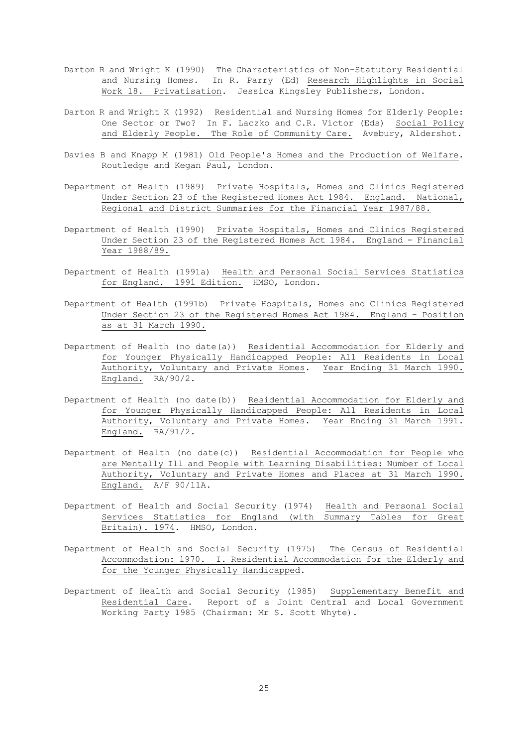Darton R and Wright K (1990) The Characteristics of Non-Statutory Residential and Nursing Homes. In R. Parry (Ed) Research Highlights in Social Work 18. Privatisation. Jessica Kingsley Publishers, London.

Darton R and Wright K (1992) Residential and Nursing Homes for Elderly People: One Sector or Two? In F. Laczko and C.R. Victor (Eds) Social Policy and Elderly People. The Role of Community Care. Avebury, Aldershot.

Davies B and Knapp M (1981) Old People's Homes and the Production of Welfare. Routledge and Kegan Paul, London.

Department of Health (1989) Private Hospitals, Homes and Clinics Registered Under Section 23 of the Registered Homes Act 1984. England. National, Regional and District Summaries for the Financial Year 1987/88.

Department of Health (1990) Private Hospitals, Homes and Clinics Registered Under Section 23 of the Registered Homes Act 1984. England - Financial Year 1988/89.

Department of Health (1991a) Health and Personal Social Services Statistics for England. 1991 Edition. HMSO, London.

Department of Health (1991b) Private Hospitals, Homes and Clinics Registered Under Section 23 of the Registered Homes Act 1984. England - Position as at 31 March 1990.

Department of Health (no date(a)) Residential Accommodation for Elderly and for Younger Physically Handicapped People: All Residents in Local Authority, Voluntary and Private Homes. Year Ending 31 March 1990. England. RA/90/2.

Department of Health (no date(b)) Residential Accommodation for Elderly and for Younger Physically Handicapped People: All Residents in Local Authority, Voluntary and Private Homes. Year Ending 31 March 1991. England. RA/91/2.

Department of Health (no date(c)) Residential Accommodation for People who are Mentally Ill and People with Learning Disabilities: Number of Local Authority, Voluntary and Private Homes and Places at 31 March 1990. England. A/F 90/11A.

Department of Health and Social Security (1974) Health and Personal Social Services Statistics for England (with Summary Tables for Great Britain). 1974. HMSO, London.

Department of Health and Social Security (1975) The Census of Residential Accommodation: 1970. I. Residential Accommodation for the Elderly and for the Younger Physically Handicapped.

Department of Health and Social Security (1985) Supplementary Benefit and Residential Care. Report of a Joint Central and Local Government Working Party 1985 (Chairman: Mr S. Scott Whyte).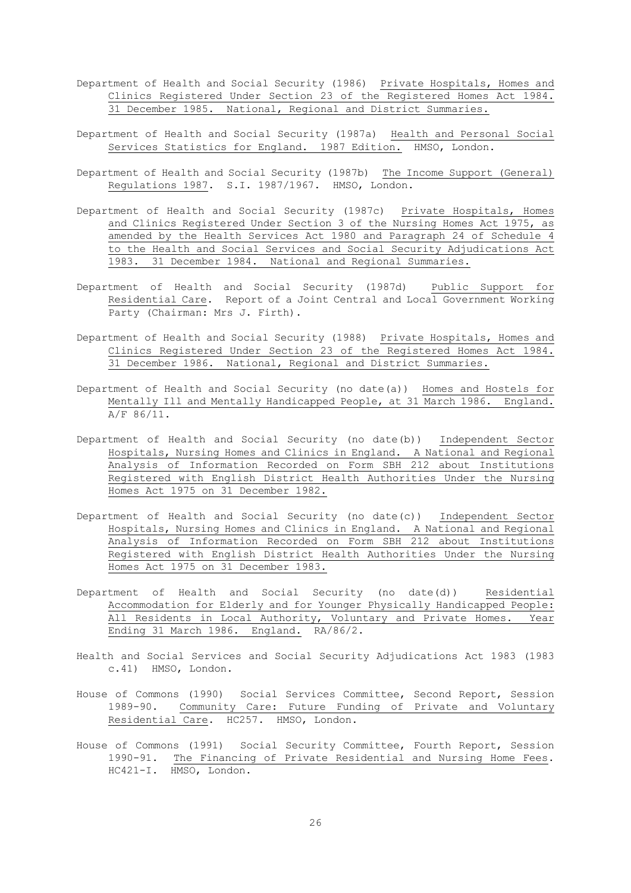Department of Health and Social Security (1986) Private Hospitals, Homes and Clinics Registered Under Section 23 of the Registered Homes Act 1984. 31 December 1985. National, Regional and District Summaries.

Department of Health and Social Security (1987a) Health and Personal Social Services Statistics for England. 1987 Edition. HMSO, London.

Department of Health and Social Security (1987b) The Income Support (General) Regulations 1987. S.I. 1987/1967. HMSO, London.

Department of Health and Social Security (1987c) Private Hospitals, Homes and Clinics Registered Under Section 3 of the Nursing Homes Act 1975, as amended by the Health Services Act 1980 and Paragraph 24 of Schedule 4 to the Health and Social Services and Social Security Adjudications Act 1983. 31 December 1984. National and Regional Summaries.

Department of Health and Social Security (1987d) Public Support for Residential Care. Report of a Joint Central and Local Government Working Party (Chairman: Mrs J. Firth).

Department of Health and Social Security (1988) Private Hospitals, Homes and Clinics Registered Under Section 23 of the Registered Homes Act 1984. 31 December 1986. National, Regional and District Summaries.

Department of Health and Social Security (no date(a)) Homes and Hostels for Mentally Ill and Mentally Handicapped People, at 31 March 1986. England. A/F 86/11.

Department of Health and Social Security (no date(b)) Independent Sector Hospitals, Nursing Homes and Clinics in England. A National and Regional Analysis of Information Recorded on Form SBH 212 about Institutions Registered with English District Health Authorities Under the Nursing Homes Act 1975 on 31 December 1982.

Department of Health and Social Security (no date(c)) Independent Sector Hospitals, Nursing Homes and Clinics in England. A National and Regional Analysis of Information Recorded on Form SBH 212 about Institutions Registered with English District Health Authorities Under the Nursing Homes Act 1975 on 31 December 1983.

Department of Health and Social Security (no date(d)) Residential Accommodation for Elderly and for Younger Physically Handicapped People: All Residents in Local Authority, Voluntary and Private Homes. Year Ending 31 March 1986. England. RA/86/2.

Health and Social Services and Social Security Adjudications Act 1983 (1983 c.41) HMSO, London.

House of Commons (1990) Social Services Committee, Second Report, Session 1989-90. Community Care: Future Funding of Private and Voluntary Residential Care. HC257. HMSO, London.

House of Commons (1991) Social Security Committee, Fourth Report, Session 1990-91. The Financing of Private Residential and Nursing Home Fees. HC421-I. HMSO, London.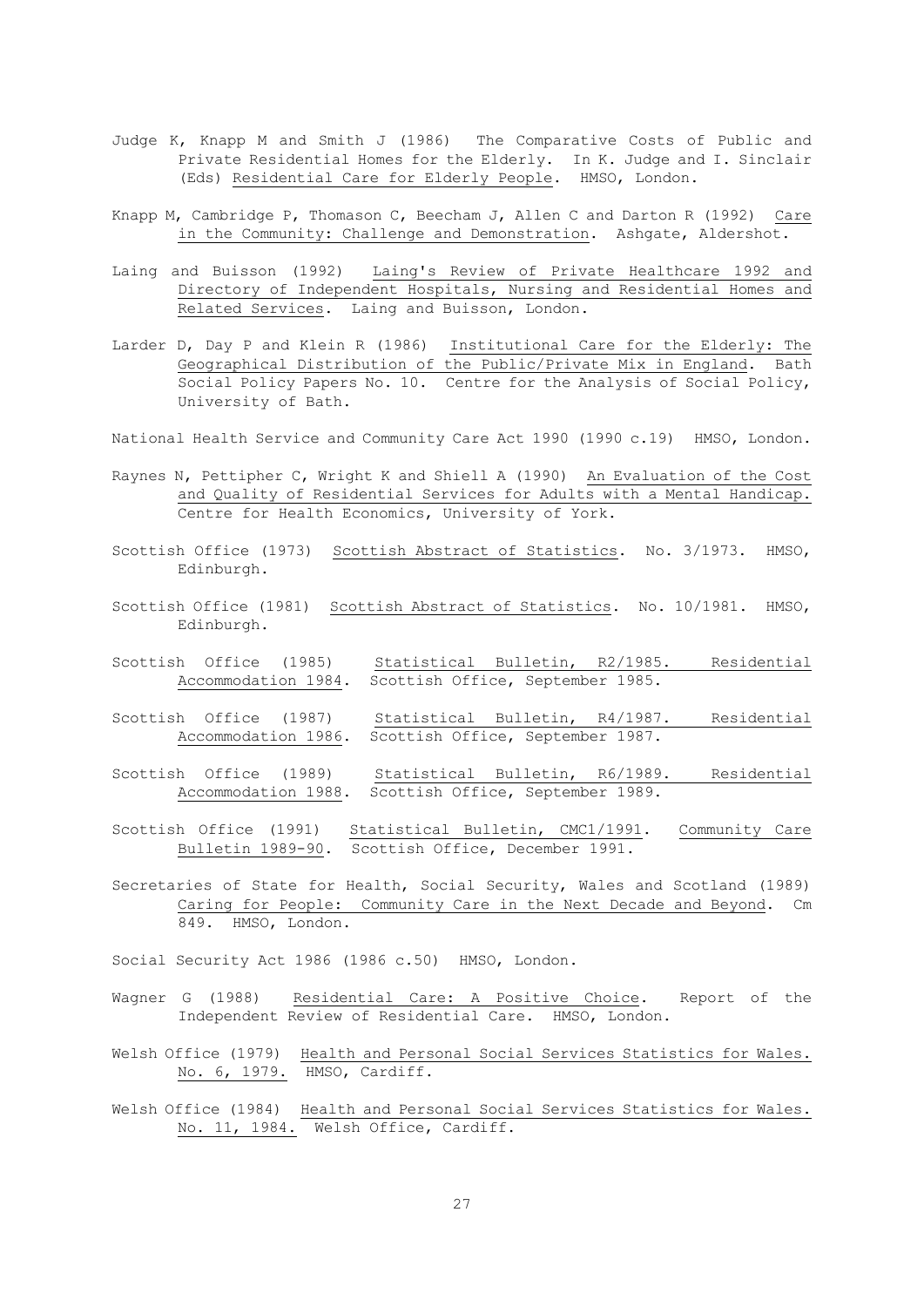Judge K, Knapp M and Smith J (1986) The Comparative Costs of Public and Private Residential Homes for the Elderly. In K. Judge and I. Sinclair (Eds) Residential Care for Elderly People. HMSO, London.

Knapp M, Cambridge P, Thomason C, Beecham J, Allen C and Darton R (1992) Care in the Community: Challenge and Demonstration. Ashgate, Aldershot.

Laing and Buisson (1992) Laing's Review of Private Healthcare 1992 and Directory of Independent Hospitals, Nursing and Residential Homes and Related Services. Laing and Buisson, London.

Larder D, Day P and Klein R (1986) Institutional Care for the Elderly: The Geographical Distribution of the Public/Private Mix in England. Bath Social Policy Papers No. 10. Centre for the Analysis of Social Policy, University of Bath.

National Health Service and Community Care Act 1990 (1990 c.19) HMSO, London.

Raynes N, Pettipher C, Wright K and Shiell A (1990) An Evaluation of the Cost and Quality of Residential Services for Adults with a Mental Handicap. Centre for Health Economics, University of York.

Scottish Office (1973) Scottish Abstract of Statistics. No. 3/1973. HMSO, Edinburgh.

Scottish Office (1981) Scottish Abstract of Statistics. No. 10/1981. HMSO, Edinburgh.

Scottish Office (1985) Statistical Bulletin, R2/1985. Residential Accommodation 1984. Scottish Office, September 1985.

Scottish Office (1987) Statistical Bulletin, R4/1987. Residential Accommodation 1986. Scottish Office, September 1987.

Scottish Office (1989) Statistical Bulletin, R6/1989. Residential Accommodation 1988. Scottish Office, September 1989.

Scottish Office (1991) Statistical Bulletin, CMC1/1991. Community Care Bulletin 1989-90. Scottish Office, December 1991.

Secretaries of State for Health, Social Security, Wales and Scotland (1989) Caring for People: Community Care in the Next Decade and Beyond. Cm 849. HMSO, London.

Social Security Act 1986 (1986 c.50) HMSO, London.

Wagner G (1988) Residential Care: A Positive Choice. Report of the Independent Review of Residential Care. HMSO, London.

Welsh Office (1979) Health and Personal Social Services Statistics for Wales. No. 6, 1979. HMSO, Cardiff.

Welsh Office (1984) Health and Personal Social Services Statistics for Wales. No. 11, 1984. Welsh Office, Cardiff.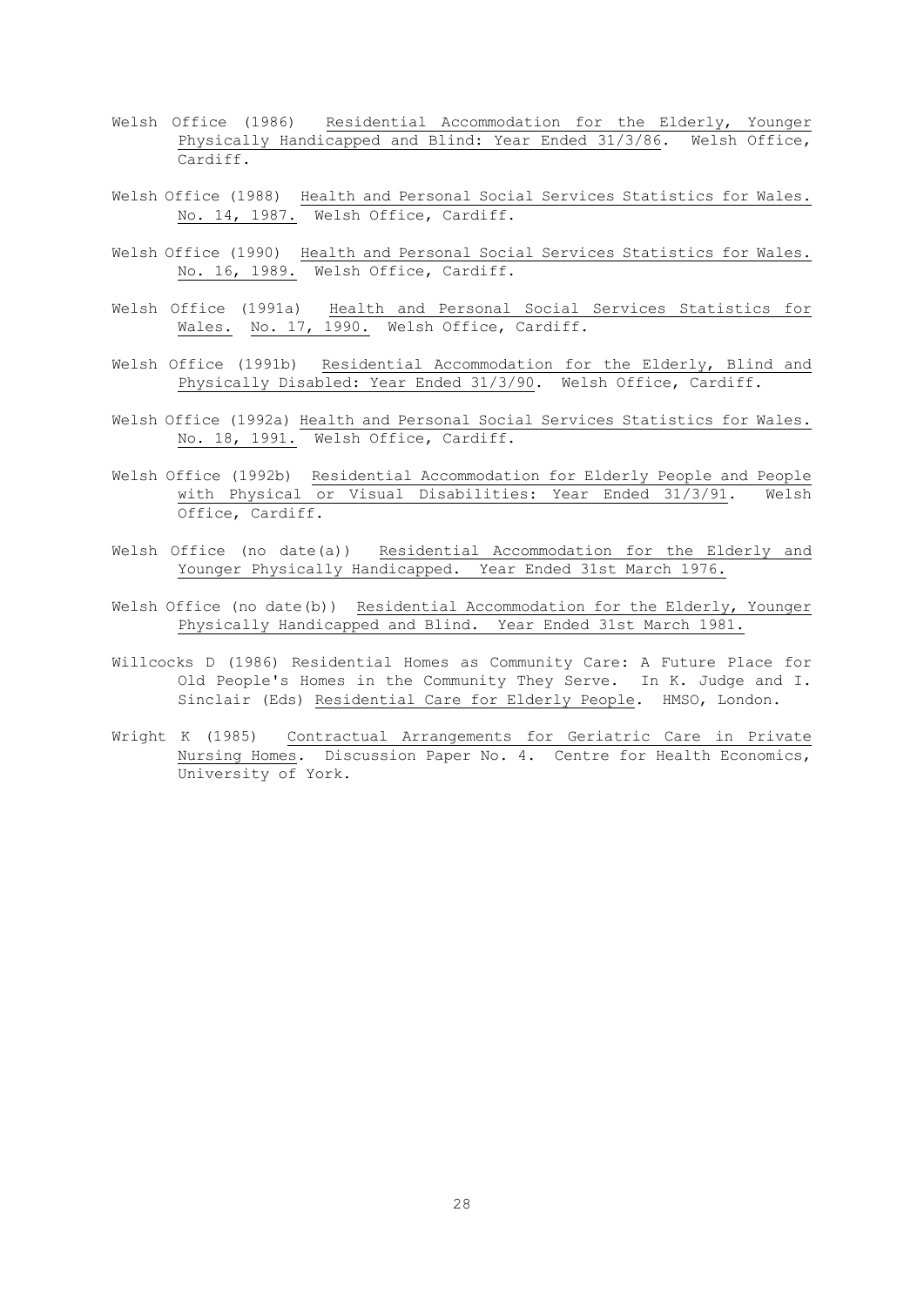Welsh Office (1986) Residential Accommodation for the Elderly, Younger Physically Handicapped and Blind: Year Ended 31/3/86. Welsh Office, Cardiff.

Welsh Office (1988) Health and Personal Social Services Statistics for Wales. No. 14, 1987. Welsh Office, Cardiff.

Welsh Office (1990) Health and Personal Social Services Statistics for Wales. No. 16, 1989. Welsh Office, Cardiff.

Welsh Office (1991a) Health and Personal Social Services Statistics for Wales. No. 17, 1990. Welsh Office, Cardiff.

Welsh Office (1991b) Residential Accommodation for the Elderly, Blind and Physically Disabled: Year Ended 31/3/90. Welsh Office, Cardiff.

Welsh Office (1992a) Health and Personal Social Services Statistics for Wales. No. 18, 1991. Welsh Office, Cardiff.

Welsh Office (1992b) Residential Accommodation for Elderly People and People with Physical or Visual Disabilities: Year Ended 31/3/91. Welsh Office, Cardiff.

Welsh Office (no date(a)) Residential Accommodation for the Elderly and Younger Physically Handicapped. Year Ended 31st March 1976.

Welsh Office (no date(b)) Residential Accommodation for the Elderly, Younger Physically Handicapped and Blind. Year Ended 31st March 1981.

Willcocks D (1986) Residential Homes as Community Care: A Future Place for Old People's Homes in the Community They Serve. In K. Judge and I. Sinclair (Eds) Residential Care for Elderly People. HMSO, London.

Wright K (1985) Contractual Arrangements for Geriatric Care in Private Nursing Homes. Discussion Paper No. 4. Centre for Health Economics, University of York.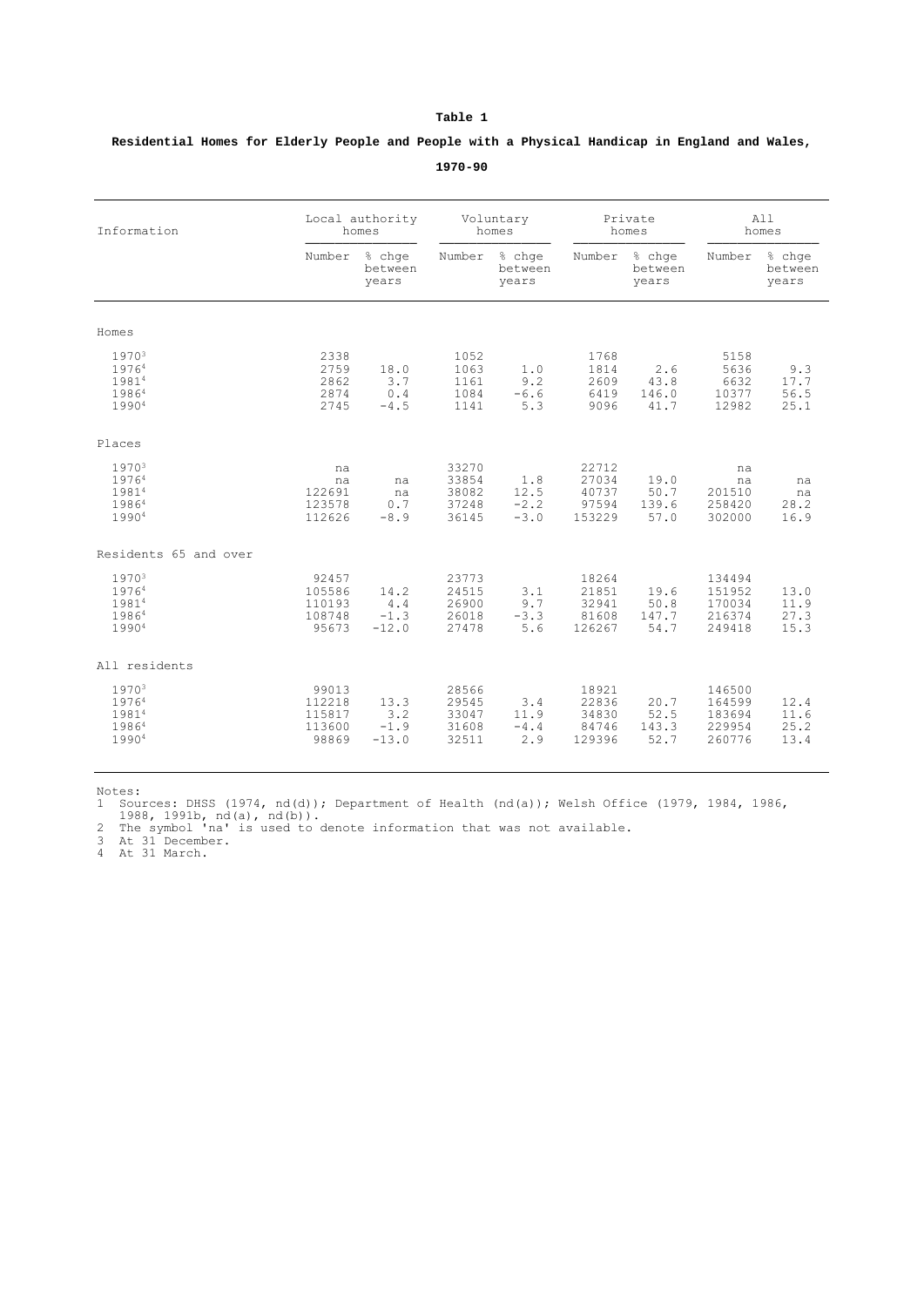**Table 1**

**Residential Homes for Elderly People and People with a Physical Handicap in England and Wales, 1970-90**

| Information | Local authority homes | | Voluntary homes | | Private homes | | All homes | |
|---|---|---|---|---|---|---|---|---|
| | Number | % chge between years | Number | % chge between years | Number | % chge between years | Number | % chge between years |
| **Homes** | | | | | | | | |
| 1970[3] | 2338 | | 1052 | | 1768 | | 5158 | |
| 1976[4] | 2759 | 18.0 | 1063 | 1.0 | 1814 | 2.6 | 5636 | 9.3 |
| 1981[4] | 2862 | 3.7 | 1161 | 9.2 | 2609 | 43.8 | 6632 | 17.7 |
| 1986[4] | 2874 | 0.4 | 1084 | -6.6 | 6419 | 146.0 | 10377 | 56.5 |
| 1990[4] | 2745 | -4.5 | 1141 | 5.3 | 9096 | 41.7 | 12982 | 25.1 |
| **Places** | | | | | | | | |
| 1970[3] | na | | 33270 | | 22712 | | na | |
| 1976[4] | na | na | 33854 | 1.8 | 27034 | 19.0 | na | na |
| 1981[4] | 122691 | na | 38082 | 12.5 | 40737 | 50.7 | 201510 | na |
| 1986[4] | 123578 | 0.7 | 37248 | -2.2 | 97594 | 139.6 | 258420 | 28.2 |
| 1990[4] | 112626 | -8.9 | 36145 | -3.0 | 153229 | 57.0 | 302000 | 16.9 |
| **Residents 65 and over** | | | | | | | | |
| 1970[3] | 92457 | | 23773 | | 18264 | | 134494 | |
| 1976[4] | 105586 | 14.2 | 24515 | 3.1 | 21851 | 19.6 | 151952 | 13.0 |
| 1981[4] | 110193 | 4.4 | 26900 | 9.7 | 32941 | 50.8 | 170034 | 11.9 |
| 1986[4] | 108748 | -1.3 | 26018 | -3.3 | 81608 | 147.7 | 216374 | 27.3 |
| 1990[4] | 95673 | -12.0 | 27478 | 5.6 | 126267 | 54.7 | 249418 | 15.3 |
| **All residents** | | | | | | | | |
| 1970[3] | 99013 | | 28566 | | 18921 | | 146500 | |
| 1976[4] | 112218 | 13.3 | 29545 | 3.4 | 22836 | 20.7 | 164599 | 12.4 |
| 1981[4] | 115817 | 3.2 | 33047 | 11.9 | 34830 | 52.5 | 183694 | 11.6 |
| 1986[4] | 113600 | -1.9 | 31608 | -4.4 | 84746 | 143.3 | 229954 | 25.2 |
| 1990[4] | 98869 | -13.0 | 32511 | 2.9 | 129396 | 52.7 | 260776 | 13.4 |

Notes:
1 Sources: DHSS (1974, nd(d)); Department of Health (nd(a)); Welsh Office (1979, 1984, 1986, 1988, 1991b, nd(a), nd(b)).
2 The symbol 'na' is used to denote information that was not available.
3 At 31 December.
4 At 31 March.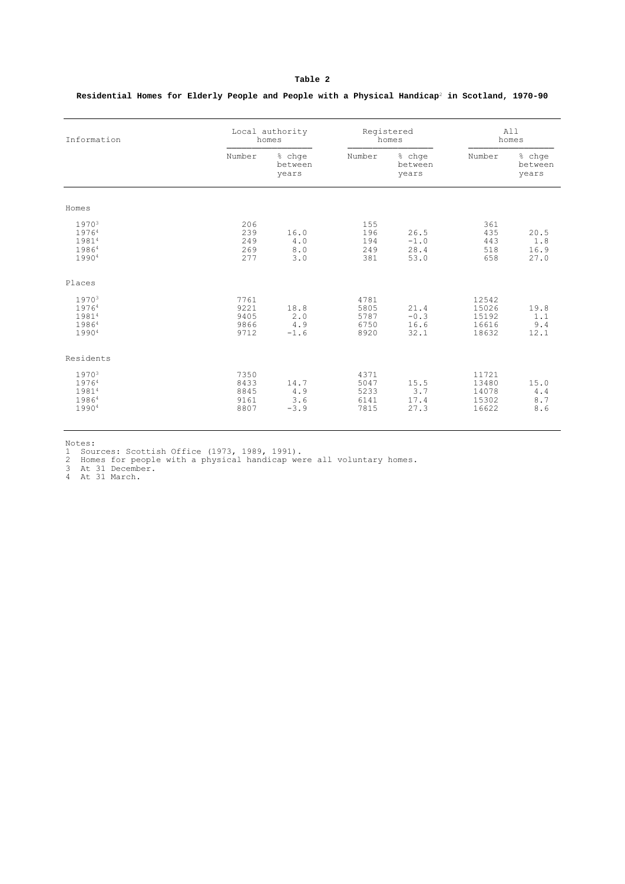**Table 2**

**Residential Homes for Elderly People and People with a Physical Handicap[2] in Scotland, 1970-90**

| Information | Local authority homes | | Registered homes | | All homes | |
|---|---|---|---|---|---|---|
| | Number | % chge between years | Number | % chge between years | Number | % chge between years |
| **Homes** | | | | | | |
| 1970[3] | 206 | | 155 | | 361 | |
| 1976[4] | 239 | 16.0 | 196 | 26.5 | 435 | 20.5 |
| 1981[4] | 249 | 4.0 | 194 | -1.0 | 443 | 1.8 |
| 1986[4] | 269 | 8.0 | 249 | 28.4 | 518 | 16.9 |
| 1990[4] | 277 | 3.0 | 381 | 53.0 | 658 | 27.0 |
| **Places** | | | | | | |
| 1970[3] | 7761 | | 4781 | | 12542 | |
| 1976[4] | 9221 | 18.8 | 5805 | 21.4 | 15026 | 19.8 |
| 1981[4] | 9405 | 2.0 | 5787 | -0.3 | 15192 | 1.1 |
| 1986[4] | 9866 | 4.9 | 6750 | 16.6 | 16616 | 9.4 |
| 1990[4] | 9712 | -1.6 | 8920 | 32.1 | 18632 | 12.1 |
| **Residents** | | | | | | |
| 1970[3] | 7350 | | 4371 | | 11721 | |
| 1976[4] | 8433 | 14.7 | 5047 | 15.5 | 13480 | 15.0 |
| 1981[4] | 8845 | 4.9 | 5233 | 3.7 | 14078 | 4.4 |
| 1986[4] | 9161 | 3.6 | 6141 | 17.4 | 15302 | 8.7 |
| 1990[4] | 8807 | -3.9 | 7815 | 27.3 | 16622 | 8.6 |

Notes:
1 Sources: Scottish Office (1973, 1989, 1991).
2 Homes for people with a physical handicap were all voluntary homes.
3 At 31 December.
4 At 31 March.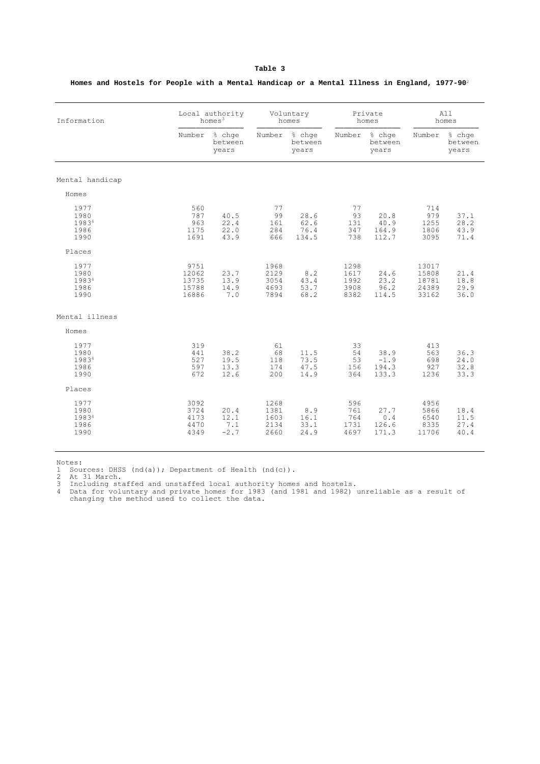**Table 3**

**Homes and Hostels for People with a Mental Handicap or a Mental Illness in England, 1977-90**[2]

| Information | Local authority homes[3] | | Voluntary homes | | Private homes | | All homes | |
|---|---|---|---|---|---|---|---|---|
| | Number | % chge between years | Number | % chge between years | Number | % chge between years | Number | % chge between years |
| **Mental handicap** | | | | | | | | |
| Homes | | | | | | | | |
| 1977 | 560 | | 77 | | 77 | | 714 | |
| 1980 | 787 | 40.5 | 99 | 28.6 | 93 | 20.8 | 979 | 37.1 |
| 1983[4] | 963 | 22.4 | 161 | 62.6 | 131 | 40.9 | 1255 | 28.2 |
| 1986 | 1175 | 22.0 | 284 | 76.4 | 347 | 164.9 | 1806 | 43.9 |
| 1990 | 1691 | 43.9 | 666 | 134.5 | 738 | 112.7 | 3095 | 71.4 |
| Places | | | | | | | | |
| 1977 | 9751 | | 1968 | | 1298 | | 13017 | |
| 1980 | 12062 | 23.7 | 2129 | 8.2 | 1617 | 24.6 | 15808 | 21.4 |
| 1983[4] | 13735 | 13.9 | 3054 | 43.4 | 1992 | 23.2 | 18781 | 18.8 |
| 1986 | 15788 | 14.9 | 4693 | 53.7 | 3908 | 96.2 | 24389 | 29.9 |
| 1990 | 16886 | 7.0 | 7894 | 68.2 | 8382 | 114.5 | 33162 | 36.0 |
| **Mental illness** | | | | | | | | |
| Homes | | | | | | | | |
| 1977 | 319 | | 61 | | 33 | | 413 | |
| 1980 | 441 | 38.2 | 68 | 11.5 | 54 | 38.9 | 563 | 36.3 |
| 1983[4] | 527 | 19.5 | 118 | 73.5 | 53 | -1.9 | 698 | 24.0 |
| 1986 | 597 | 13.3 | 174 | 47.5 | 156 | 194.3 | 927 | 32.8 |
| 1990 | 672 | 12.6 | 200 | 14.9 | 364 | 133.3 | 1236 | 33.3 |
| Places | | | | | | | | |
| 1977 | 3092 | | 1268 | | 596 | | 4956 | |
| 1980 | 3724 | 20.4 | 1381 | 8.9 | 761 | 27.7 | 5866 | 18.4 |
| 1983[4] | 4173 | 12.1 | 1603 | 16.1 | 764 | 0.4 | 6540 | 11.5 |
| 1986 | 4470 | 7.1 | 2134 | 33.1 | 1731 | 126.6 | 8335 | 27.4 |
| 1990 | 4349 | -2.7 | 2660 | 24.9 | 4697 | 171.3 | 11706 | 40.4 |

Notes:
1 Sources: DHSS (nd(a)); Department of Health (nd(c)).
2 At 31 March.
3 Including staffed and unstaffed local authority homes and hostels.
4 Data for voluntary and private homes for 1983 (and 1981 and 1982) unreliable as a result of changing the method used to collect the data.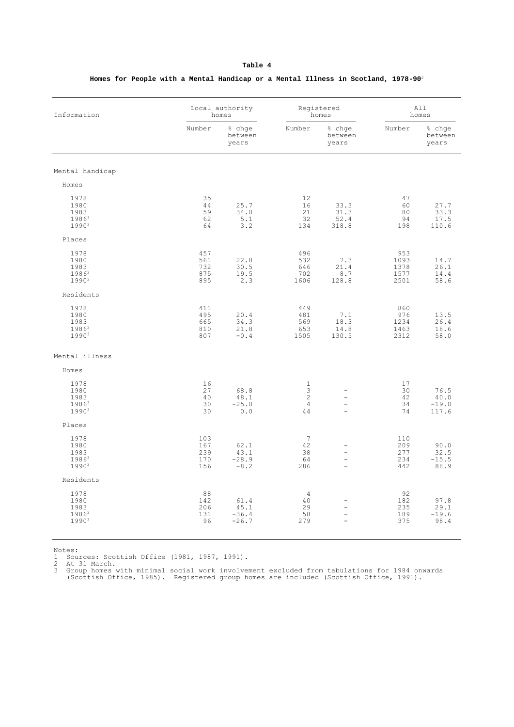**Table 4**

**Homes for People with a Mental Handicap or a Mental Illness in Scotland, 1978-90**[2]

| Information | Local authority homes | | Registered homes | | All homes | |
|---|---|---|---|---|---|---|
| | Number | % chge between years | Number | % chge between years | Number | % chge between years |
| **Mental handicap** | | | | | | |
| Homes | | | | | | |
| 1978 | 35 | | 12 | | 47 | |
| 1980 | 44 | 25.7 | 16 | 33.3 | 60 | 27.7 |
| 1983 | 59 | 34.0 | 21 | 31.3 | 80 | 33.3 |
| 1986[3] | 62 | 5.1 | 32 | 52.4 | 94 | 17.5 |
| 1990[3] | 64 | 3.2 | 134 | 318.8 | 198 | 110.6 |
| Places | | | | | | |
| 1978 | 457 | | 496 | | 953 | |
| 1980 | 561 | 22.8 | 532 | 7.3 | 1093 | 14.7 |
| 1983 | 732 | 30.5 | 646 | 21.4 | 1378 | 26.1 |
| 1986[3] | 875 | 19.5 | 702 | 8.7 | 1577 | 14.4 |
| 1990[3] | 895 | 2.3 | 1606 | 128.8 | 2501 | 58.6 |
| Residents | | | | | | |
| 1978 | 411 | | 449 | | 860 | |
| 1980 | 495 | 20.4 | 481 | 7.1 | 976 | 13.5 |
| 1983 | 665 | 34.3 | 569 | 18.3 | 1234 | 26.4 |
| 1986[3] | 810 | 21.8 | 653 | 14.8 | 1463 | 18.6 |
| 1990[3] | 807 | -0.4 | 1505 | 130.5 | 2312 | 58.0 |
| **Mental illness** | | | | | | |
| Homes | | | | | | |
| 1978 | 16 | | 1 | | 17 | |
| 1980 | 27 | 68.8 | 3 | - | 30 | 76.5 |
| 1983 | 40 | 48.1 | 2 | - | 42 | 40.0 |
| 1986[3] | 30 | -25.0 | 4 | - | 34 | -19.0 |
| 1990[3] | 30 | 0.0 | 44 | - | 74 | 117.6 |
| Places | | | | | | |
| 1978 | 103 | | 7 | | 110 | |
| 1980 | 167 | 62.1 | 42 | - | 209 | 90.0 |
| 1983 | 239 | 43.1 | 38 | - | 277 | 32.5 |
| 1986[3] | 170 | -28.9 | 64 | - | 234 | -15.5 |
| 1990[3] | 156 | -8.2 | 286 | - | 442 | 88.9 |
| Residents | | | | | | |
| 1978 | 88 | | 4 | | 92 | |
| 1980 | 142 | 61.4 | 40 | - | 182 | 97.8 |
| 1983 | 206 | 45.1 | 29 | - | 235 | 29.1 |
| 1986[3] | 131 | -36.4 | 58 | - | 189 | -19.6 |
| 1990[3] | 96 | -26.7 | 279 | - | 375 | 98.4 |

Notes:
1 Sources: Scottish Office (1981, 1987, 1991).
2 At 31 March.
3 Group homes with minimal social work involvement excluded from tabulations for 1984 onwards (Scottish Office, 1985). Registered group homes are included (Scottish Office, 1991).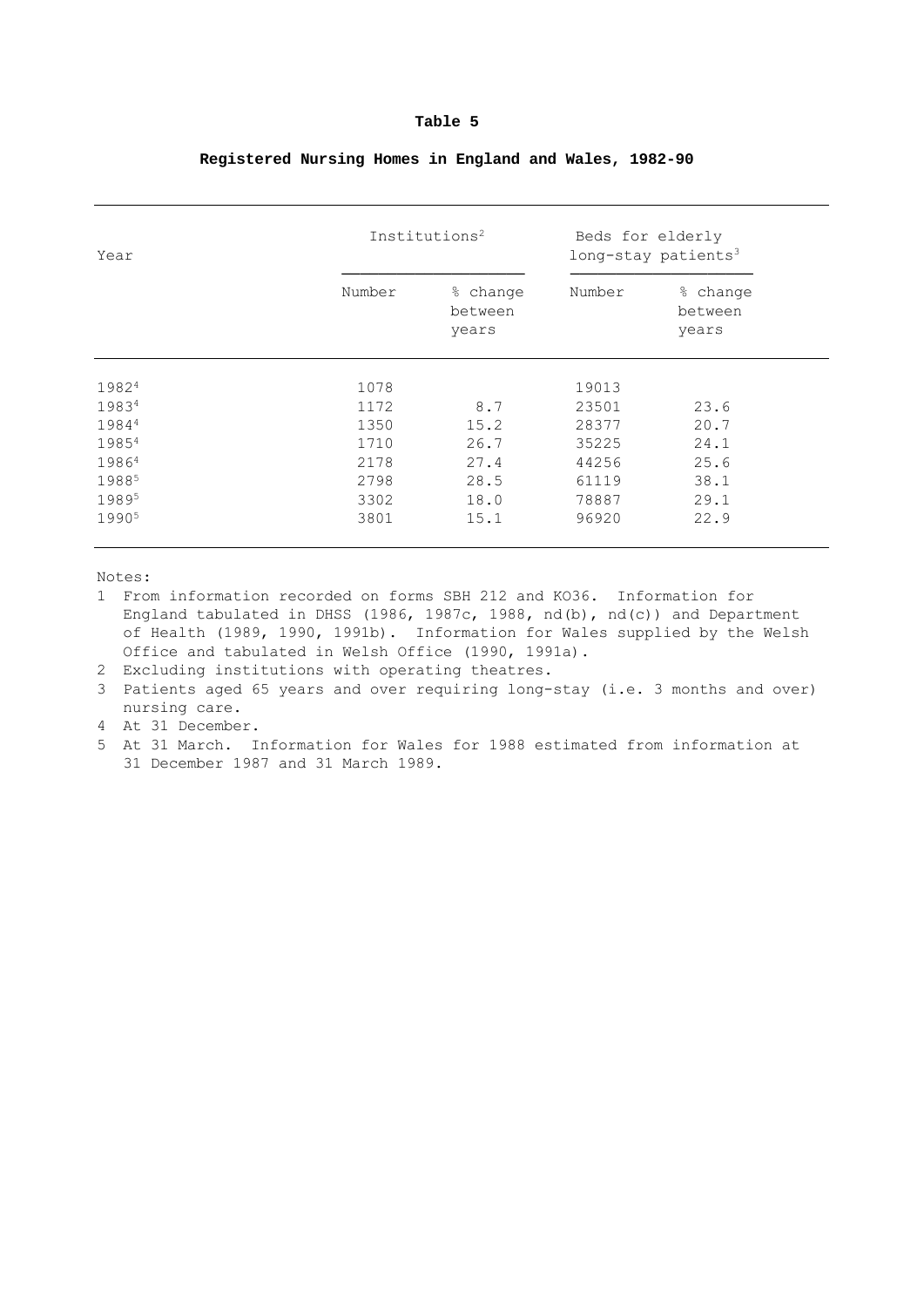**Table 5**

**Registered Nursing Homes in England and Wales, 1982-90**

| Year | Institutions[2] | | Beds for elderly long-stay patients[3] | |
|---|---|---|---|---|
| | Number | % change between years | Number | % change between years |
| 1982[4] | 1078 | | 19013 | |
| 1983[4] | 1172 | 8.7 | 23501 | 23.6 |
| 1984[4] | 1350 | 15.2 | 28377 | 20.7 |
| 1985[4] | 1710 | 26.7 | 35225 | 24.1 |
| 1986[4] | 2178 | 27.4 | 44256 | 25.6 |
| 1988[5] | 2798 | 28.5 | 61119 | 38.1 |
| 1989[5] | 3302 | 18.0 | 78887 | 29.1 |
| 1990[5] | 3801 | 15.1 | 96920 | 22.9 |

Notes:

1 From information recorded on forms SBH 212 and KO36. Information for England tabulated in DHSS (1986, 1987c, 1988, nd(b), nd(c)) and Department of Health (1989, 1990, 1991b). Information for Wales supplied by the Welsh Office and tabulated in Welsh Office (1990, 1991a).

2 Excluding institutions with operating theatres.

3 Patients aged 65 years and over requiring long-stay (i.e. 3 months and over) nursing care.

4 At 31 December.

5 At 31 March. Information for Wales for 1988 estimated from information at 31 December 1987 and 31 March 1989.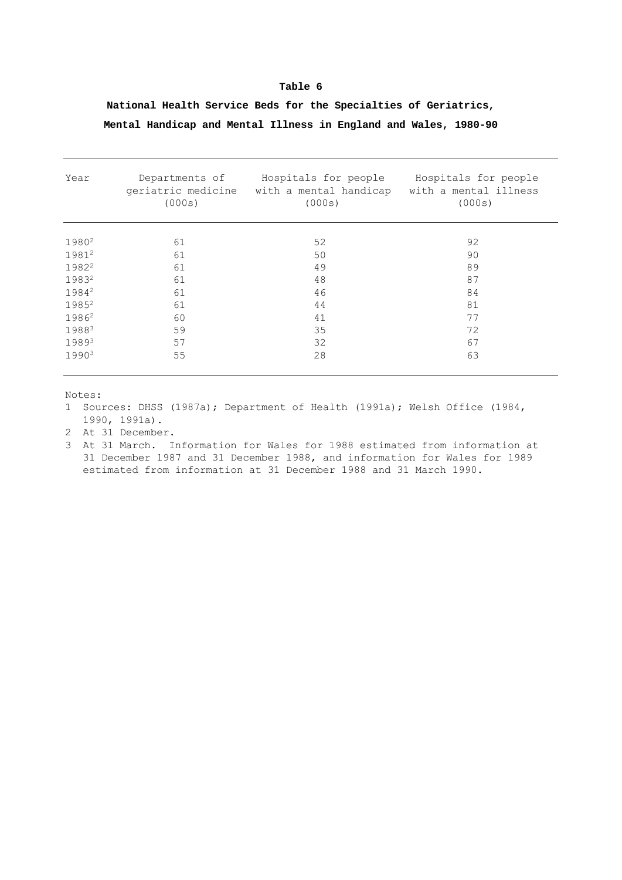**Table 6**

**National Health Service Beds for the Specialties of Geriatrics, Mental Handicap and Mental Illness in England and Wales, 1980-90**

| Year | Departments of geriatric medicine (000s) | Hospitals for people with a mental handicap (000s) | Hospitals for people with a mental illness (000s) |
|---|---|---|---|
| 1980[2] | 61 | 52 | 92 |
| 1981[2] | 61 | 50 | 90 |
| 1982[2] | 61 | 49 | 89 |
| 1983[2] | 61 | 48 | 87 |
| 1984[2] | 61 | 46 | 84 |
| 1985[2] | 61 | 44 | 81 |
| 1986[2] | 60 | 41 | 77 |
| 1988[3] | 59 | 35 | 72 |
| 1989[3] | 57 | 32 | 67 |
| 1990[3] | 55 | 28 | 63 |

Notes:

1 Sources: DHSS (1987a); Department of Health (1991a); Welsh Office (1984, 1990, 1991a).

2 At 31 December.

3 At 31 March. Information for Wales for 1988 estimated from information at 31 December 1987 and 31 December 1988, and information for Wales for 1989 estimated from information at 31 December 1988 and 31 March 1990.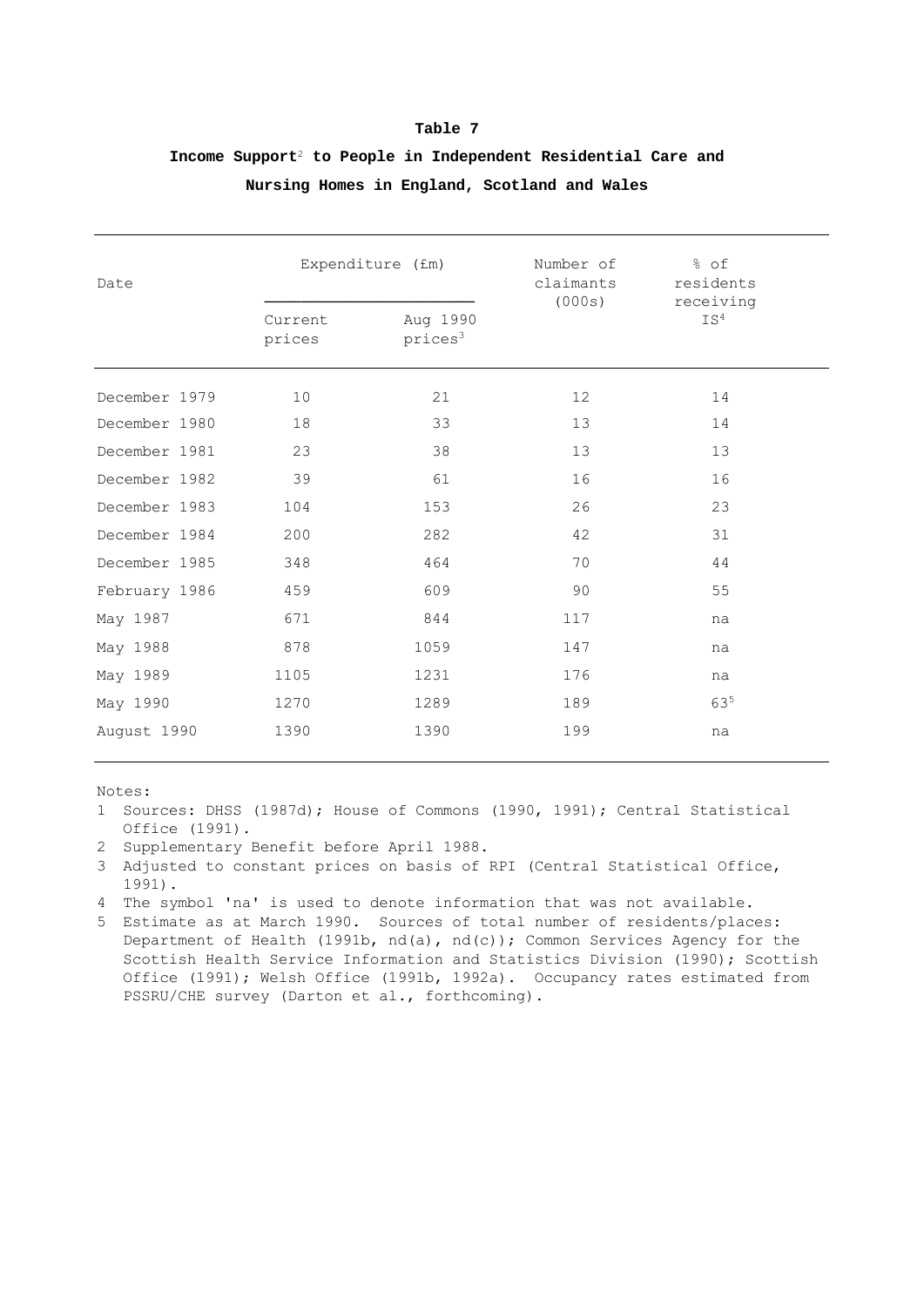**Table 7**

**Income Support[2] to People in Independent Residential Care and Nursing Homes in England, Scotland and Wales**

| Date | Expenditure (£m) | | Number of claimants (000s) | % of residents receiving IS[4] |
|---|---|---|---|---|
| | Current prices | Aug 1990 prices[3] | | |
| December 1979 | 10 | 21 | 12 | 14 |
| December 1980 | 18 | 33 | 13 | 14 |
| December 1981 | 23 | 38 | 13 | 13 |
| December 1982 | 39 | 61 | 16 | 16 |
| December 1983 | 104 | 153 | 26 | 23 |
| December 1984 | 200 | 282 | 42 | 31 |
| December 1985 | 348 | 464 | 70 | 44 |
| February 1986 | 459 | 609 | 90 | 55 |
| May 1987 | 671 | 844 | 117 | na |
| May 1988 | 878 | 1059 | 147 | na |
| May 1989 | 1105 | 1231 | 176 | na |
| May 1990 | 1270 | 1289 | 189 | 63[5] |
| August 1990 | 1390 | 1390 | 199 | na |

Notes:

1 Sources: DHSS (1987d); House of Commons (1990, 1991); Central Statistical Office (1991).

2 Supplementary Benefit before April 1988.

3 Adjusted to constant prices on basis of RPI (Central Statistical Office, 1991).

4 The symbol 'na' is used to denote information that was not available.

5 Estimate as at March 1990. Sources of total number of residents/places: Department of Health (1991b, nd(a), nd(c)); Common Services Agency for the Scottish Health Service Information and Statistics Division (1990); Scottish Office (1991); Welsh Office (1991b, 1992a). Occupancy rates estimated from PSSRU/CHE survey (Darton et al., forthcoming).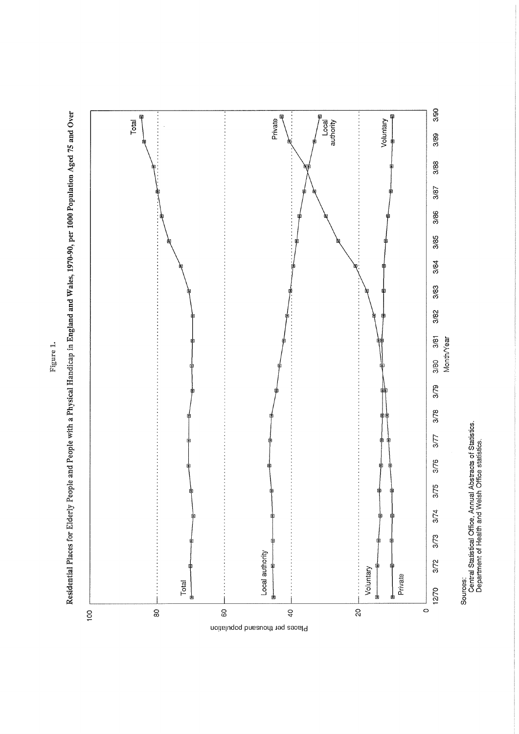Figure 1.

**Residential Places for Elderly People and People with a Physical Handicap in England and Wales, 1970-90, per 1000 Population Aged 75 and Over**

Sources:
Central Statistical Office, Annual Abstracts of Statistics.
Department of Health and Welsh Office statistics.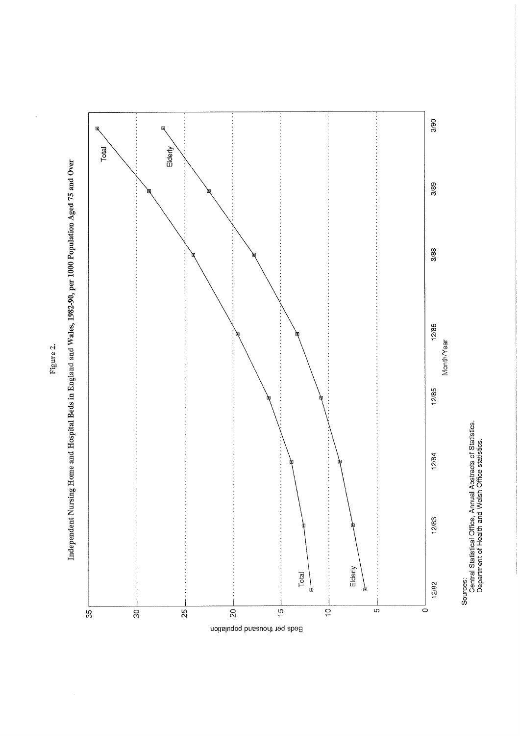Figure 2.

Independent Nursing Home and Hospital Beds in England and Wales, 1982-90, per 1000 Population Aged 75 and Over

Beds per thousand population

35
30
25
20
15
10
5
0

Total
Elderly

12/82 12/83 12/84 12/85 12/86 3/88 3/89 3/90

Month/Year

Sources:
Central Statistical Office, Annual Abstracts of Statistics.
Department of Health and Welsh Office statistics.